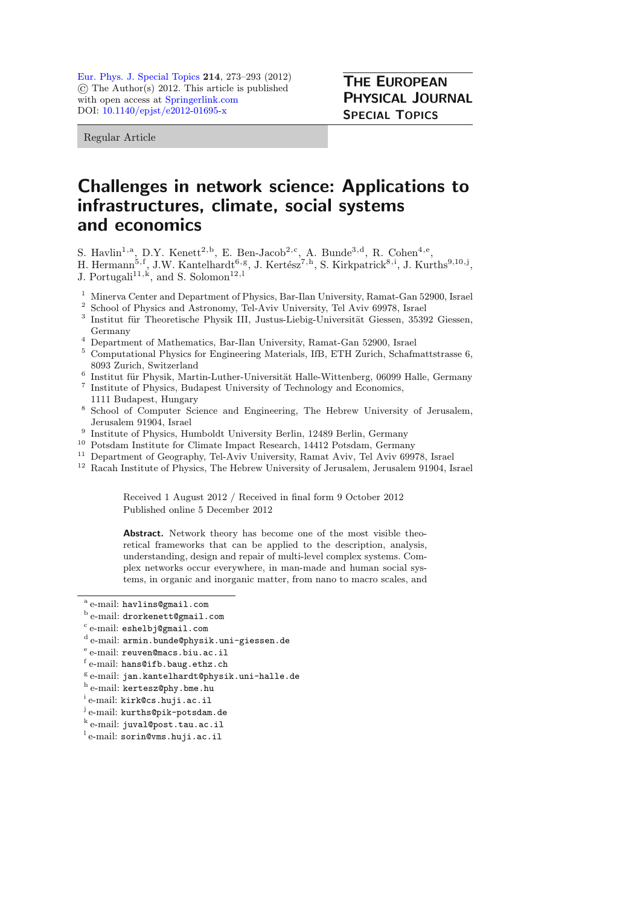Eur. Phys. J. Special Topics **214**, 273–293 (2012)
© The Author(s) 2012. This article is published with open access at Springerlink.com
DOI: 10.1140/epjst/e2012-01695-x

**THE EUROPEAN PHYSICAL JOURNAL SPECIAL TOPICS**

Regular Article

# Challenges in network science: Applications to infrastructures, climate, social systems and economics

S. Havlin[1,a], D.Y. Kenett[2,b], E. Ben-Jacob[2,c], A. Bunde[3,d], R. Cohen[4,e], H. Hermann[5,f], J.W. Kantelhardt[6,g], J. Kertész[7,h], S. Kirkpatrick[8,i], J. Kurths[9,10,j], J. Portugali[11,k], and S. Solomon[12,l]

[1] Minerva Center and Department of Physics, Bar-Ilan University, Ramat-Gan 52900, Israel
[2] School of Physics and Astronomy, Tel-Aviv University, Tel Aviv 69978, Israel
[3] Institut für Theoretische Physik III, Justus-Liebig-Universität Giessen, 35392 Giessen, Germany
[4] Department of Mathematics, Bar-Ilan University, Ramat-Gan 52900, Israel
[5] Computational Physics for Engineering Materials, IfB, ETH Zurich, Schafmattstrasse 6, 8093 Zurich, Switzerland
[6] Institut für Physik, Martin-Luther-Universität Halle-Wittenberg, 06099 Halle, Germany
[7] Institute of Physics, Budapest University of Technology and Economics, 1111 Budapest, Hungary
[8] School of Computer Science and Engineering, The Hebrew University of Jerusalem, Jerusalem 91904, Israel
[9] Institute of Physics, Humboldt University Berlin, 12489 Berlin, Germany
[10] Potsdam Institute for Climate Impact Research, 14412 Potsdam, Germany
[11] Department of Geography, Tel-Aviv University, Ramat Aviv, Tel Aviv 69978, Israel
[12] Racah Institute of Physics, The Hebrew University of Jerusalem, Jerusalem 91904, Israel

Received 1 August 2012 / Received in final form 9 October 2012
Published online 5 December 2012

**Abstract.** Network theory has become one of the most visible theoretical frameworks that can be applied to the description, analysis, understanding, design and repair of multi-level complex systems. Complex networks occur everywhere, in man-made and human social systems, in organic and inorganic matter, from nano to macro scales, and

[a] e-mail: havlins@gmail.com
[b] e-mail: drorkenett@gmail.com
[c] e-mail: eshelbj@gmail.com
[d] e-mail: armin.bunde@physik.uni-giessen.de
[e] e-mail: reuven@macs.biu.ac.il
[f] e-mail: hans@ifb.baug.ethz.ch
[g] e-mail: jan.kantelhardt@physik.uni-halle.de
[h] e-mail: kertesz@phy.bme.hu
[i] e-mail: kirk@cs.huji.ac.il
[j] e-mail: kurths@pik-potsdam.de
[k] e-mail: juval@post.tau.ac.il
[l] e-mail: sorin@vms.huji.ac.il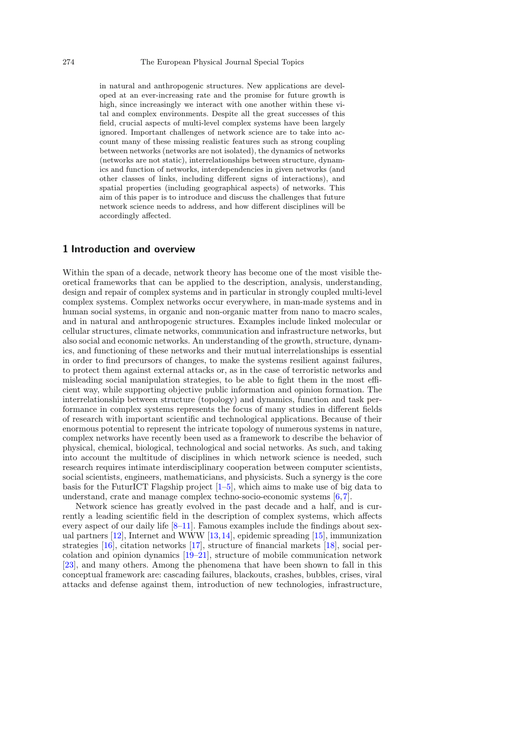in natural and anthropogenic structures. New applications are developed at an ever-increasing rate and the promise for future growth is high, since increasingly we interact with one another within these vital and complex environments. Despite all the great successes of this field, crucial aspects of multi-level complex systems have been largely ignored. Important challenges of network science are to take into account many of these missing realistic features such as strong coupling between networks (networks are not isolated), the dynamics of networks (networks are not static), interrelationships between structure, dynamics and function of networks, interdependencies in given networks (and other classes of links, including different signs of interactions), and spatial properties (including geographical aspects) of networks. This aim of this paper is to introduce and discuss the challenges that future network science needs to address, and how different disciplines will be accordingly affected.

## 1 Introduction and overview

Within the span of a decade, network theory has become one of the most visible theoretical frameworks that can be applied to the description, analysis, understanding, design and repair of complex systems and in particular in strongly coupled multi-level complex systems. Complex networks occur everywhere, in man-made systems and in human social systems, in organic and non-organic matter from nano to macro scales, and in natural and anthropogenic structures. Examples include linked molecular or cellular structures, climate networks, communication and infrastructure networks, but also social and economic networks. An understanding of the growth, structure, dynamics, and functioning of these networks and their mutual interrelationships is essential in order to find precursors of changes, to make the systems resilient against failures, to protect them against external attacks or, as in the case of terroristic networks and misleading social manipulation strategies, to be able to fight them in the most efficient way, while supporting objective public information and opinion formation. The interrelationship between structure (topology) and dynamics, function and task performance in complex systems represents the focus of many studies in different fields of research with important scientific and technological applications. Because of their enormous potential to represent the intricate topology of numerous systems in nature, complex networks have recently been used as a framework to describe the behavior of physical, chemical, biological, technological and social networks. As such, and taking into account the multitude of disciplines in which network science is needed, such research requires intimate interdisciplinary cooperation between computer scientists, social scientists, engineers, mathematicians, and physicists. Such a synergy is the core basis for the FuturICT Flagship project [1–5], which aims to make use of big data to understand, crate and manage complex techno-socio-economic systems [6,7].

Network science has greatly evolved in the past decade and a half, and is currently a leading scientific field in the description of complex systems, which affects every aspect of our daily life [8–11]. Famous examples include the findings about sexual partners [12], Internet and WWW [13,14], epidemic spreading [15], immunization strategies [16], citation networks [17], structure of financial markets [18], social percolation and opinion dynamics [19–21], structure of mobile communication network [23], and many others. Among the phenomena that have been shown to fall in this conceptual framework are: cascading failures, blackouts, crashes, bubbles, crises, viral attacks and defense against them, introduction of new technologies, infrastructure,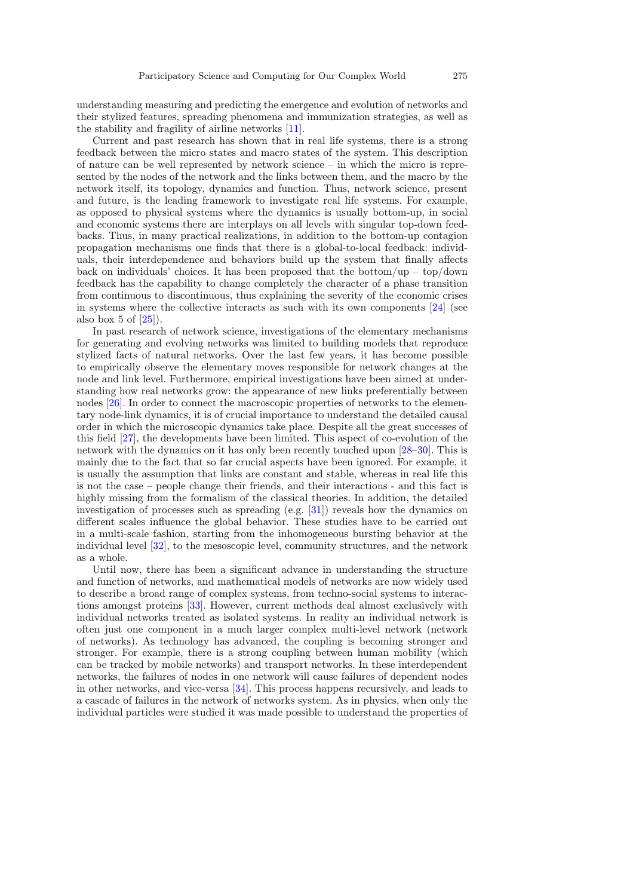understanding measuring and predicting the emergence and evolution of networks and their stylized features, spreading phenomena and immunization strategies, as well as the stability and fragility of airline networks [11].

Current and past research has shown that in real life systems, there is a strong feedback between the micro states and macro states of the system. This description of nature can be well represented by network science – in which the micro is represented by the nodes of the network and the links between them, and the macro by the network itself, its topology, dynamics and function. Thus, network science, present and future, is the leading framework to investigate real life systems. For example, as opposed to physical systems where the dynamics is usually bottom-up, in social and economic systems there are interplays on all levels with singular top-down feedbacks. Thus, in many practical realizations, in addition to the bottom-up contagion propagation mechanisms one finds that there is a global-to-local feedback: individuals, their interdependence and behaviors build up the system that finally affects back on individuals' choices. It has been proposed that the bottom/up – top/down feedback has the capability to change completely the character of a phase transition from continuous to discontinuous, thus explaining the severity of the economic crises in systems where the collective interacts as such with its own components [24] (see also box 5 of [25]).

In past research of network science, investigations of the elementary mechanisms for generating and evolving networks was limited to building models that reproduce stylized facts of natural networks. Over the last few years, it has become possible to empirically observe the elementary moves responsible for network changes at the node and link level. Furthermore, empirical investigations have been aimed at understanding how real networks grow: the appearance of new links preferentially between nodes [26]. In order to connect the macroscopic properties of networks to the elementary node-link dynamics, it is of crucial importance to understand the detailed causal order in which the microscopic dynamics take place. Despite all the great successes of this field [27], the developments have been limited. This aspect of co-evolution of the network with the dynamics on it has only been recently touched upon [28–30]. This is mainly due to the fact that so far crucial aspects have been ignored. For example, it is usually the assumption that links are constant and stable, whereas in real life this is not the case – people change their friends, and their interactions - and this fact is highly missing from the formalism of the classical theories. In addition, the detailed investigation of processes such as spreading (e.g. [31]) reveals how the dynamics on different scales influence the global behavior. These studies have to be carried out in a multi-scale fashion, starting from the inhomogeneous bursting behavior at the individual level [32], to the mesoscopic level, community structures, and the network as a whole.

Until now, there has been a significant advance in understanding the structure and function of networks, and mathematical models of networks are now widely used to describe a broad range of complex systems, from techno-social systems to interactions amongst proteins [33]. However, current methods deal almost exclusively with individual networks treated as isolated systems. In reality an individual network is often just one component in a much larger complex multi-level network (network of networks). As technology has advanced, the coupling is becoming stronger and stronger. For example, there is a strong coupling between human mobility (which can be tracked by mobile networks) and transport networks. In these interdependent networks, the failures of nodes in one network will cause failures of dependent nodes in other networks, and vice-versa [34]. This process happens recursively, and leads to a cascade of failures in the network of networks system. As in physics, when only the individual particles were studied it was made possible to understand the properties of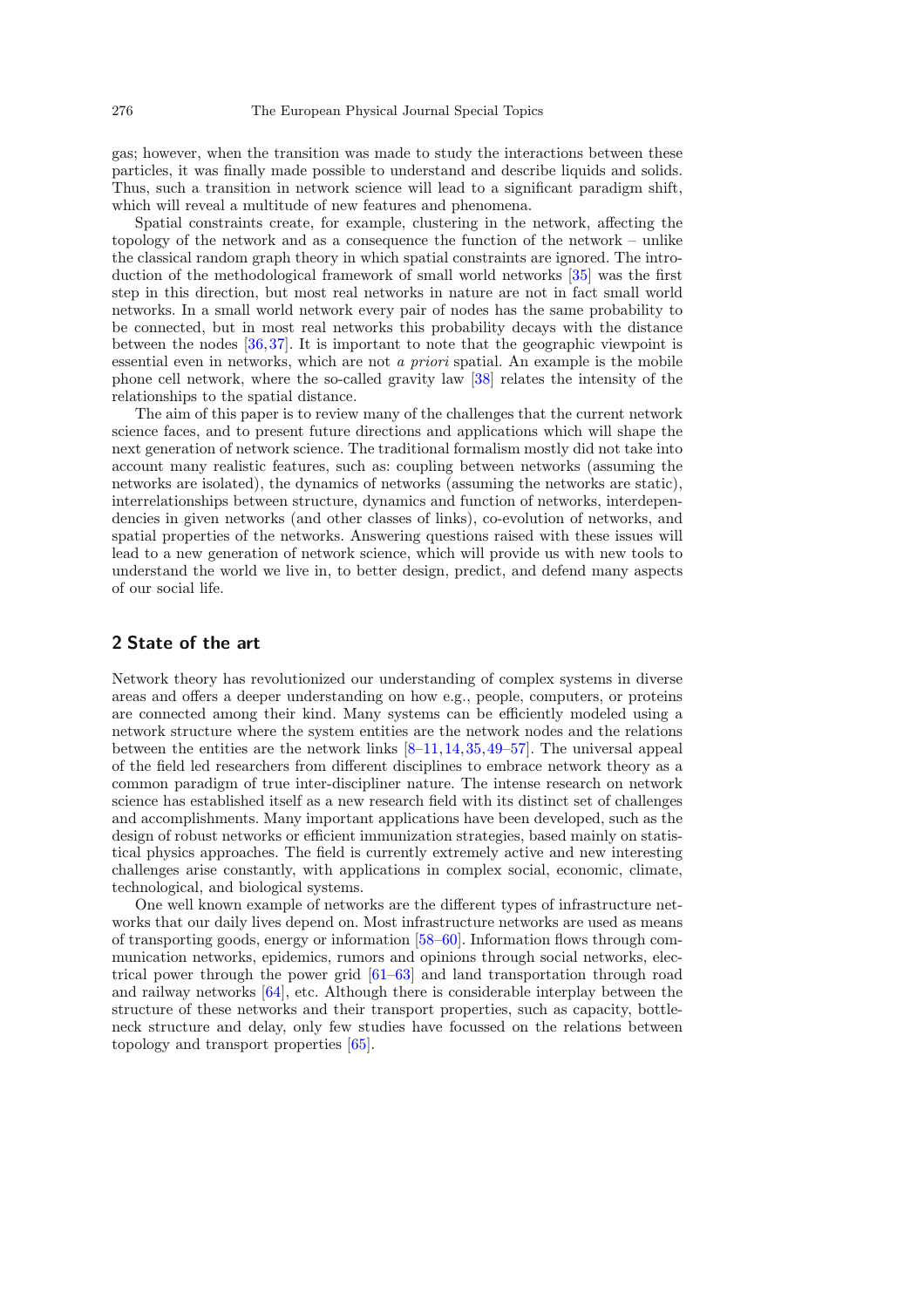gas; however, when the transition was made to study the interactions between these particles, it was finally made possible to understand and describe liquids and solids. Thus, such a transition in network science will lead to a significant paradigm shift, which will reveal a multitude of new features and phenomena.

Spatial constraints create, for example, clustering in the network, affecting the topology of the network and as a consequence the function of the network – unlike the classical random graph theory in which spatial constraints are ignored. The introduction of the methodological framework of small world networks [35] was the first step in this direction, but most real networks in nature are not in fact small world networks. In a small world network every pair of nodes has the same probability to be connected, but in most real networks this probability decays with the distance between the nodes [36,37]. It is important to note that the geographic viewpoint is essential even in networks, which are not *a priori* spatial. An example is the mobile phone cell network, where the so-called gravity law [38] relates the intensity of the relationships to the spatial distance.

The aim of this paper is to review many of the challenges that the current network science faces, and to present future directions and applications which will shape the next generation of network science. The traditional formalism mostly did not take into account many realistic features, such as: coupling between networks (assuming the networks are isolated), the dynamics of networks (assuming the networks are static), interrelationships between structure, dynamics and function of networks, interdependencies in given networks (and other classes of links), co-evolution of networks, and spatial properties of the networks. Answering questions raised with these issues will lead to a new generation of network science, which will provide us with new tools to understand the world we live in, to better design, predict, and defend many aspects of our social life.

## 2 State of the art

Network theory has revolutionized our understanding of complex systems in diverse areas and offers a deeper understanding on how e.g., people, computers, or proteins are connected among their kind. Many systems can be efficiently modeled using a network structure where the system entities are the network nodes and the relations between the entities are the network links [8–11,14,35,49–57]. The universal appeal of the field led researchers from different disciplines to embrace network theory as a common paradigm of true inter-discipliner nature. The intense research on network science has established itself as a new research field with its distinct set of challenges and accomplishments. Many important applications have been developed, such as the design of robust networks or efficient immunization strategies, based mainly on statistical physics approaches. The field is currently extremely active and new interesting challenges arise constantly, with applications in complex social, economic, climate, technological, and biological systems.

One well known example of networks are the different types of infrastructure networks that our daily lives depend on. Most infrastructure networks are used as means of transporting goods, energy or information [58–60]. Information flows through communication networks, epidemics, rumors and opinions through social networks, electrical power through the power grid [61–63] and land transportation through road and railway networks [64], etc. Although there is considerable interplay between the structure of these networks and their transport properties, such as capacity, bottleneck structure and delay, only few studies have focussed on the relations between topology and transport properties [65].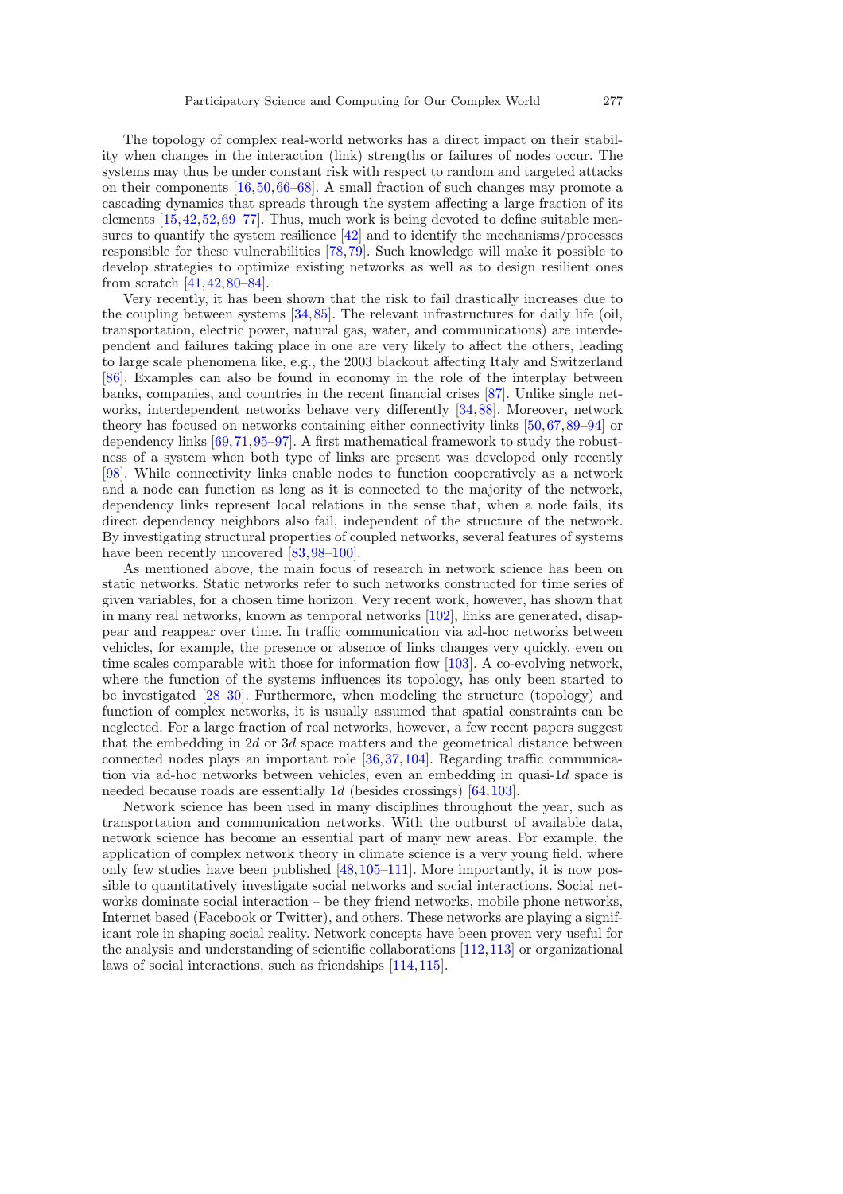The topology of complex real-world networks has a direct impact on their stability when changes in the interaction (link) strengths or failures of nodes occur. The systems may thus be under constant risk with respect to random and targeted attacks on their components [16,50,66–68]. A small fraction of such changes may promote a cascading dynamics that spreads through the system affecting a large fraction of its elements [15,42,52,69–77]. Thus, much work is being devoted to define suitable measures to quantify the system resilience [42] and to identify the mechanisms/processes responsible for these vulnerabilities [78,79]. Such knowledge will make it possible to develop strategies to optimize existing networks as well as to design resilient ones from scratch [41,42,80–84].

Very recently, it has been shown that the risk to fail drastically increases due to the coupling between systems [34,85]. The relevant infrastructures for daily life (oil, transportation, electric power, natural gas, water, and communications) are interdependent and failures taking place in one are very likely to affect the others, leading to large scale phenomena like, e.g., the 2003 blackout affecting Italy and Switzerland [86]. Examples can also be found in economy in the role of the interplay between banks, companies, and countries in the recent financial crises [87]. Unlike single networks, interdependent networks behave very differently [34,88]. Moreover, network theory has focused on networks containing either connectivity links [50,67,89–94] or dependency links [69,71,95–97]. A first mathematical framework to study the robustness of a system when both type of links are present was developed only recently [98]. While connectivity links enable nodes to function cooperatively as a network and a node can function as long as it is connected to the majority of the network, dependency links represent local relations in the sense that, when a node fails, its direct dependency neighbors also fail, independent of the structure of the network. By investigating structural properties of coupled networks, several features of systems have been recently uncovered [83,98–100].

As mentioned above, the main focus of research in network science has been on static networks. Static networks refer to such networks constructed for time series of given variables, for a chosen time horizon. Very recent work, however, has shown that in many real networks, known as temporal networks [102], links are generated, disappear and reappear over time. In traffic communication via ad-hoc networks between vehicles, for example, the presence or absence of links changes very quickly, even on time scales comparable with those for information flow [103]. A co-evolving network, where the function of the systems influences its topology, has only been started to be investigated [28–30]. Furthermore, when modeling the structure (topology) and function of complex networks, it is usually assumed that spatial constraints can be neglected. For a large fraction of real networks, however, a few recent papers suggest that the embedding in $2d$ or $3d$ space matters and the geometrical distance between connected nodes plays an important role [36,37,104]. Regarding traffic communication via ad-hoc networks between vehicles, even an embedding in quasi-$1d$ space is needed because roads are essentially $1d$ (besides crossings) [64,103].

Network science has been used in many disciplines throughout the year, such as transportation and communication networks. With the outburst of available data, network science has become an essential part of many new areas. For example, the application of complex network theory in climate science is a very young field, where only few studies have been published [48,105–111]. More importantly, it is now possible to quantitatively investigate social networks and social interactions. Social networks dominate social interaction – be they friend networks, mobile phone networks, Internet based (Facebook or Twitter), and others. These networks are playing a significant role in shaping social reality. Network concepts have been proven very useful for the analysis and understanding of scientific collaborations [112,113] or organizational laws of social interactions, such as friendships [114,115].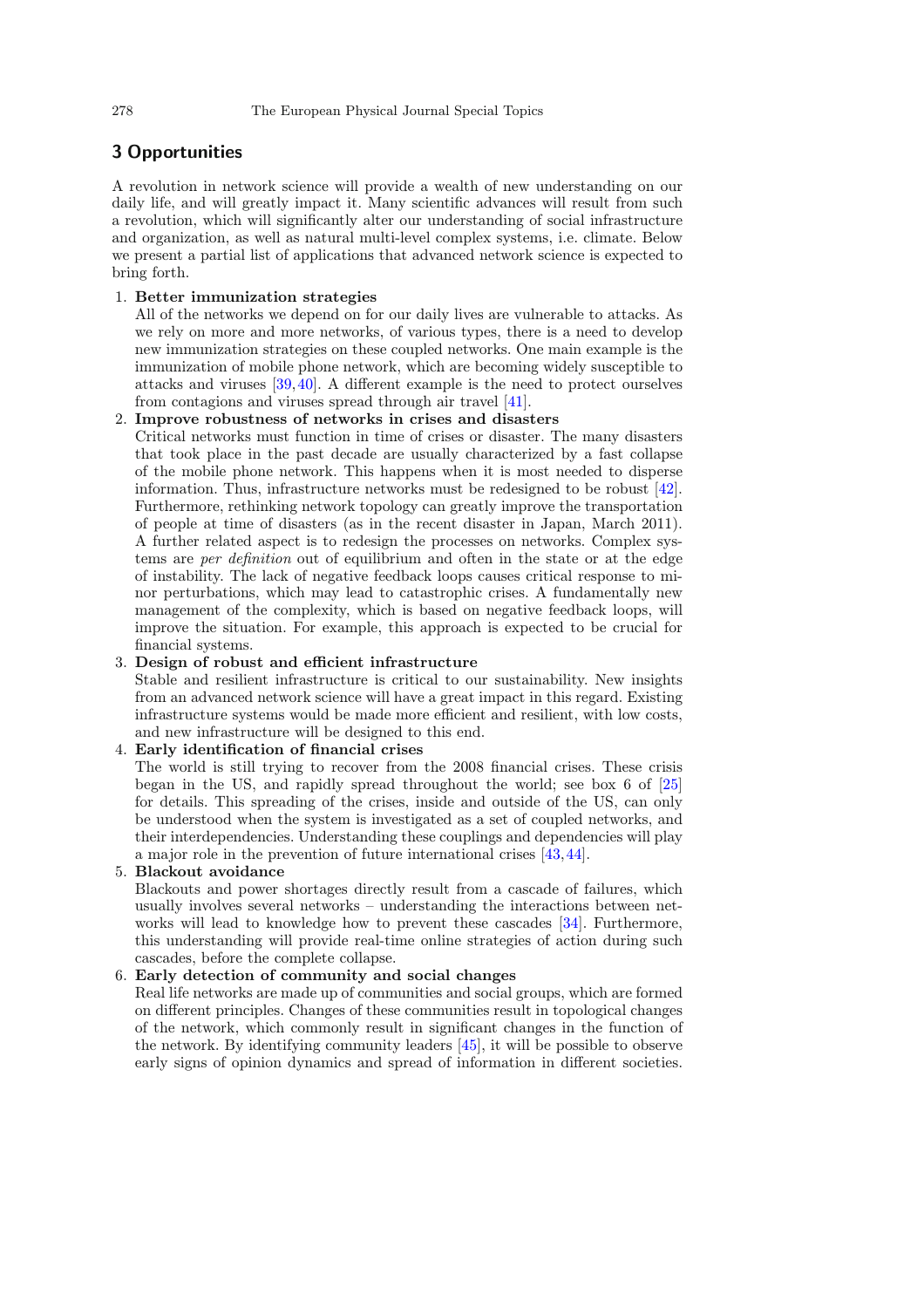## 3 Opportunities

A revolution in network science will provide a wealth of new understanding on our daily life, and will greatly impact it. Many scientific advances will result from such a revolution, which will significantly alter our understanding of social infrastructure and organization, as well as natural multi-level complex systems, i.e. climate. Below we present a partial list of applications that advanced network science is expected to bring forth.

1. **Better immunization strategies**
   All of the networks we depend on for our daily lives are vulnerable to attacks. As we rely on more and more networks, of various types, there is a need to develop new immunization strategies on these coupled networks. One main example is the immunization of mobile phone network, which are becoming widely susceptible to attacks and viruses [39,40]. A different example is the need to protect ourselves from contagions and viruses spread through air travel [41].
2. **Improve robustness of networks in crises and disasters**
   Critical networks must function in time of crises or disaster. The many disasters that took place in the past decade are usually characterized by a fast collapse of the mobile phone network. This happens when it is most needed to disperse information. Thus, infrastructure networks must be redesigned to be robust [42]. Furthermore, rethinking network topology can greatly improve the transportation of people at time of disasters (as in the recent disaster in Japan, March 2011). A further related aspect is to redesign the processes on networks. Complex systems are *per definition* out of equilibrium and often in the state or at the edge of instability. The lack of negative feedback loops causes critical response to minor perturbations, which may lead to catastrophic crises. A fundamentally new management of the complexity, which is based on negative feedback loops, will improve the situation. For example, this approach is expected to be crucial for financial systems.
3. **Design of robust and efficient infrastructure**
   Stable and resilient infrastructure is critical to our sustainability. New insights from an advanced network science will have a great impact in this regard. Existing infrastructure systems would be made more efficient and resilient, with low costs, and new infrastructure will be designed to this end.
4. **Early identification of financial crises**
   The world is still trying to recover from the 2008 financial crises. These crisis began in the US, and rapidly spread throughout the world; see box 6 of [25] for details. This spreading of the crises, inside and outside of the US, can only be understood when the system is investigated as a set of coupled networks, and their interdependencies. Understanding these couplings and dependencies will play a major role in the prevention of future international crises [43,44].
5. **Blackout avoidance**
   Blackouts and power shortages directly result from a cascade of failures, which usually involves several networks – understanding the interactions between networks will lead to knowledge how to prevent these cascades [34]. Furthermore, this understanding will provide real-time online strategies of action during such cascades, before the complete collapse.
6. **Early detection of community and social changes**
   Real life networks are made up of communities and social groups, which are formed on different principles. Changes of these communities result in topological changes of the network, which commonly result in significant changes in the function of the network. By identifying community leaders [45], it will be possible to observe early signs of opinion dynamics and spread of information in different societies.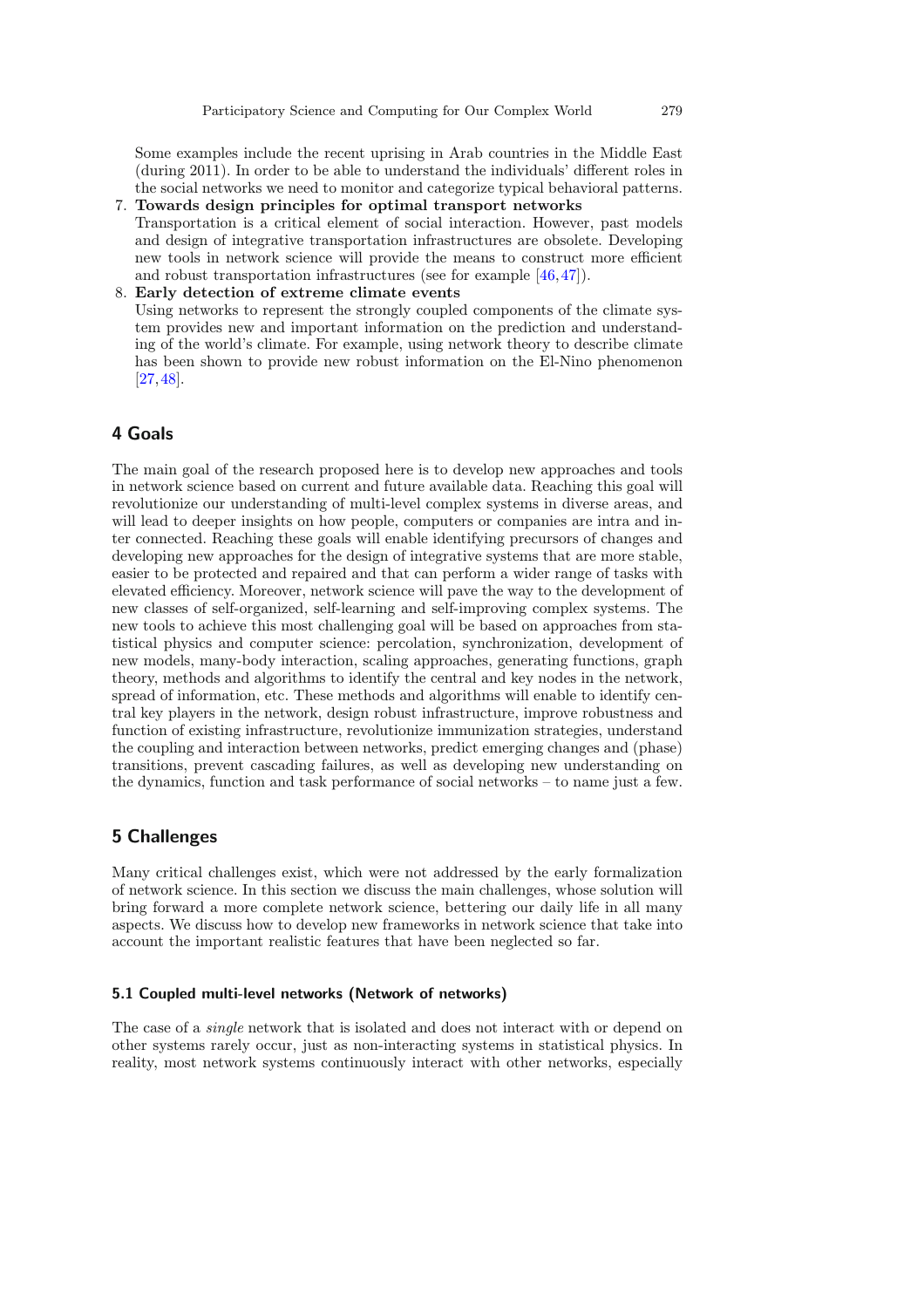Some examples include the recent uprising in Arab countries in the Middle East (during 2011). In order to be able to understand the individuals' different roles in the social networks we need to monitor and categorize typical behavioral patterns.

7. **Towards design principles for optimal transport networks**
   Transportation is a critical element of social interaction. However, past models and design of integrative transportation infrastructures are obsolete. Developing new tools in network science will provide the means to construct more efficient and robust transportation infrastructures (see for example [46,47]).
8. **Early detection of extreme climate events**
   Using networks to represent the strongly coupled components of the climate system provides new and important information on the prediction and understanding of the world's climate. For example, using network theory to describe climate has been shown to provide new robust information on the El-Nino phenomenon [27,48].

## 4 Goals

The main goal of the research proposed here is to develop new approaches and tools in network science based on current and future available data. Reaching this goal will revolutionize our understanding of multi-level complex systems in diverse areas, and will lead to deeper insights on how people, computers or companies are intra and inter connected. Reaching these goals will enable identifying precursors of changes and developing new approaches for the design of integrative systems that are more stable, easier to be protected and repaired and that can perform a wider range of tasks with elevated efficiency. Moreover, network science will pave the way to the development of new classes of self-organized, self-learning and self-improving complex systems. The new tools to achieve this most challenging goal will be based on approaches from statistical physics and computer science: percolation, synchronization, development of new models, many-body interaction, scaling approaches, generating functions, graph theory, methods and algorithms to identify the central and key nodes in the network, spread of information, etc. These methods and algorithms will enable to identify central key players in the network, design robust infrastructure, improve robustness and function of existing infrastructure, revolutionize immunization strategies, understand the coupling and interaction between networks, predict emerging changes and (phase) transitions, prevent cascading failures, as well as developing new understanding on the dynamics, function and task performance of social networks – to name just a few.

## 5 Challenges

Many critical challenges exist, which were not addressed by the early formalization of network science. In this section we discuss the main challenges, whose solution will bring forward a more complete network science, bettering our daily life in all many aspects. We discuss how to develop new frameworks in network science that take into account the important realistic features that have been neglected so far.

### 5.1 Coupled multi-level networks (Network of networks)

The case of a *single* network that is isolated and does not interact with or depend on other systems rarely occur, just as non-interacting systems in statistical physics. In reality, most network systems continuously interact with other networks, especially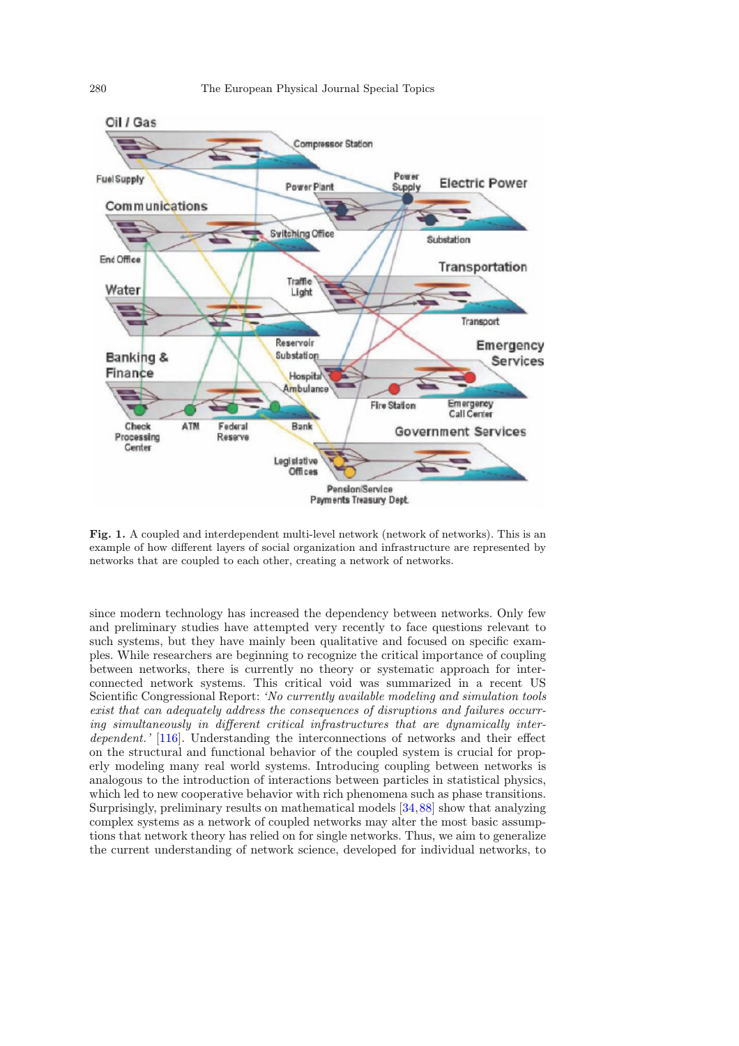**Fig. 1.** A coupled and interdependent multi-level network (network of networks). This is an example of how different layers of social organization and infrastructure are represented by networks that are coupled to each other, creating a network of networks.

since modern technology has increased the dependency between networks. Only few and preliminary studies have attempted very recently to face questions relevant to such systems, but they have mainly been qualitative and focused on specific examples. While researchers are beginning to recognize the critical importance of coupling between networks, there is currently no theory or systematic approach for interconnected network systems. This critical void was summarized in a recent US Scientific Congressional Report: *'No currently available modeling and simulation tools exist that can adequately address the consequences of disruptions and failures occurring simultaneously in different critical infrastructures that are dynamically interdependent.'* [116]. Understanding the interconnections of networks and their effect on the structural and functional behavior of the coupled system is crucial for properly modeling many real world systems. Introducing coupling between networks is analogous to the introduction of interactions between particles in statistical physics, which led to new cooperative behavior with rich phenomena such as phase transitions. Surprisingly, preliminary results on mathematical models [34,88] show that analyzing complex systems as a network of coupled networks may alter the most basic assumptions that network theory has relied on for single networks. Thus, we aim to generalize the current understanding of network science, developed for individual networks, to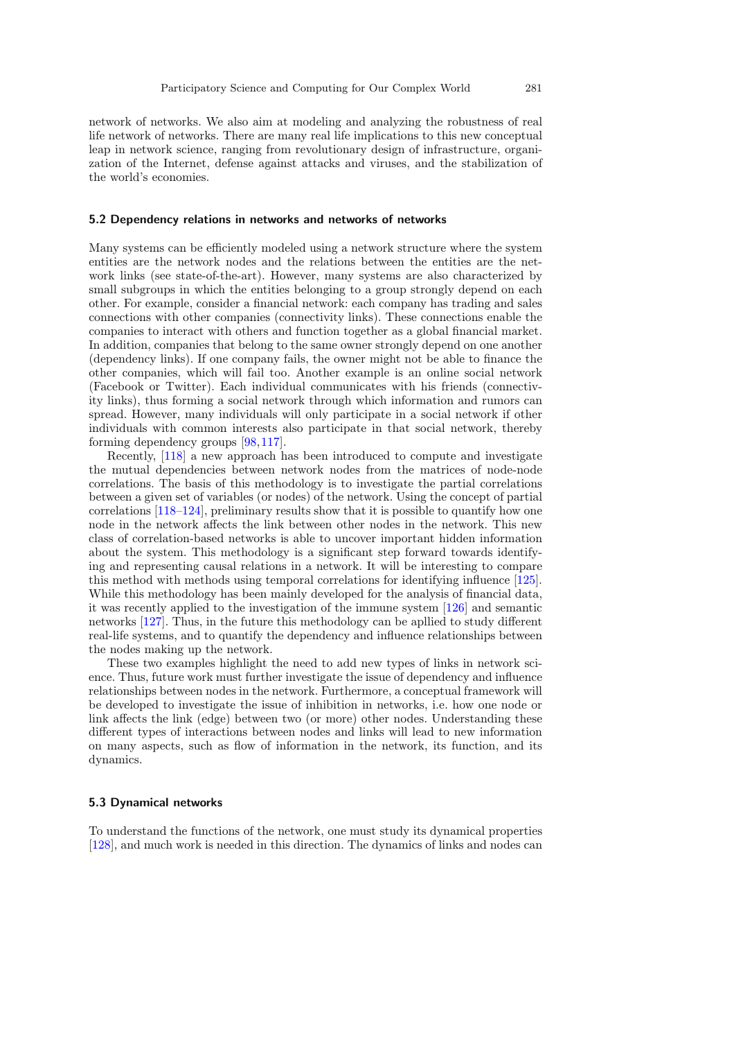network of networks. We also aim at modeling and analyzing the robustness of real life network of networks. There are many real life implications to this new conceptual leap in network science, ranging from revolutionary design of infrastructure, organization of the Internet, defense against attacks and viruses, and the stabilization of the world's economies.

### 5.2 Dependency relations in networks and networks of networks

Many systems can be efficiently modeled using a network structure where the system entities are the network nodes and the relations between the entities are the network links (see state-of-the-art). However, many systems are also characterized by small subgroups in which the entities belonging to a group strongly depend on each other. For example, consider a financial network: each company has trading and sales connections with other companies (connectivity links). These connections enable the companies to interact with others and function together as a global financial market. In addition, companies that belong to the same owner strongly depend on one another (dependency links). If one company fails, the owner might not be able to finance the other companies, which will fail too. Another example is an online social network (Facebook or Twitter). Each individual communicates with his friends (connectivity links), thus forming a social network through which information and rumors can spread. However, many individuals will only participate in a social network if other individuals with common interests also participate in that social network, thereby forming dependency groups [98,117].

Recently, [118] a new approach has been introduced to compute and investigate the mutual dependencies between network nodes from the matrices of node-node correlations. The basis of this methodology is to investigate the partial correlations between a given set of variables (or nodes) of the network. Using the concept of partial correlations [118–124], preliminary results show that it is possible to quantify how one node in the network affects the link between other nodes in the network. This new class of correlation-based networks is able to uncover important hidden information about the system. This methodology is a significant step forward towards identifying and representing causal relations in a network. It will be interesting to compare this method with methods using temporal correlations for identifying influence [125]. While this methodology has been mainly developed for the analysis of financial data, it was recently applied to the investigation of the immune system [126] and semantic networks [127]. Thus, in the future this methodology can be apllied to study different real-life systems, and to quantify the dependency and influence relationships between the nodes making up the network.

These two examples highlight the need to add new types of links in network science. Thus, future work must further investigate the issue of dependency and influence relationships between nodes in the network. Furthermore, a conceptual framework will be developed to investigate the issue of inhibition in networks, i.e. how one node or link affects the link (edge) between two (or more) other nodes. Understanding these different types of interactions between nodes and links will lead to new information on many aspects, such as flow of information in the network, its function, and its dynamics.

### 5.3 Dynamical networks

To understand the functions of the network, one must study its dynamical properties [128], and much work is needed in this direction. The dynamics of links and nodes can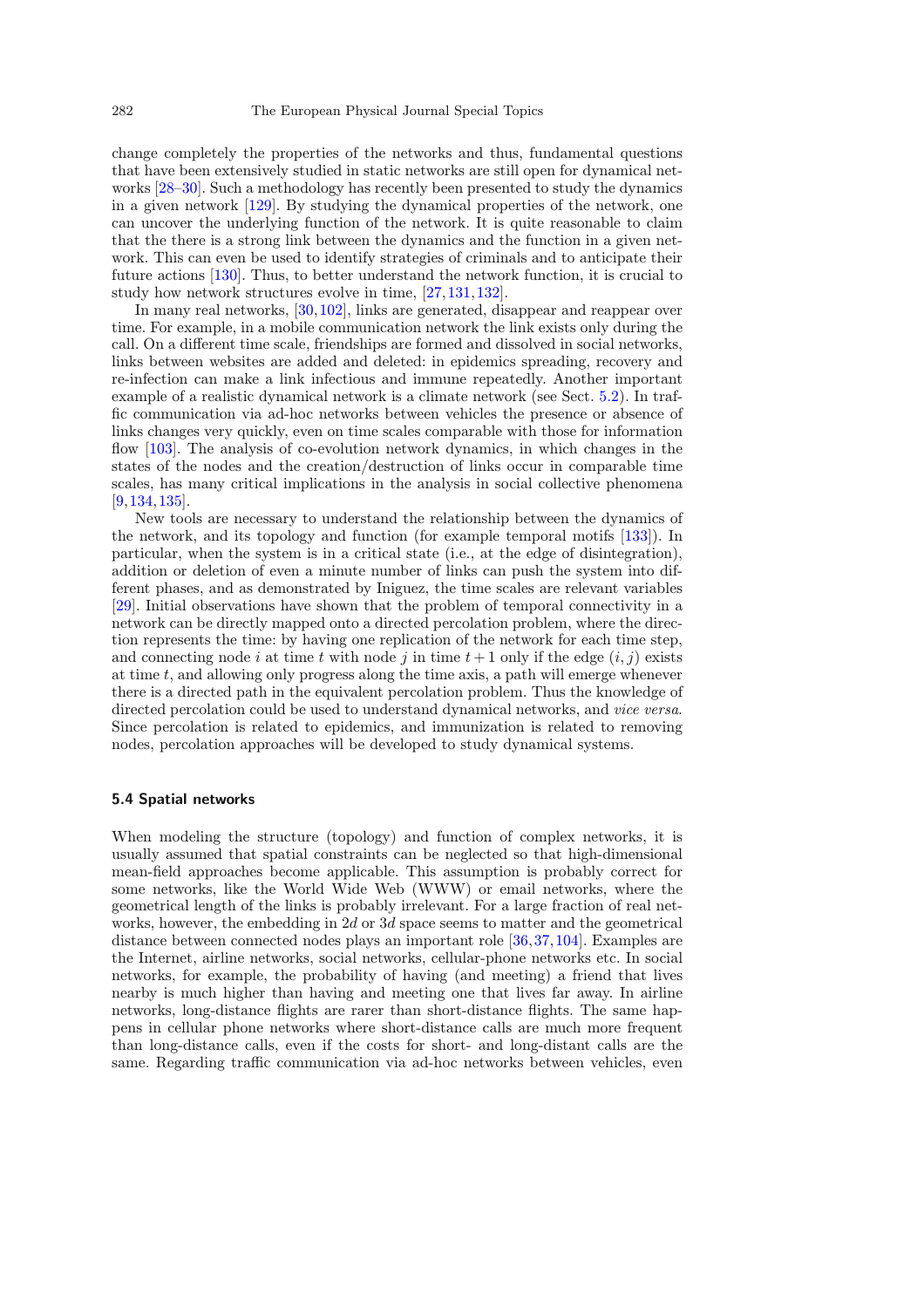change completely the properties of the networks and thus, fundamental questions that have been extensively studied in static networks are still open for dynamical networks [28–30]. Such a methodology has recently been presented to study the dynamics in a given network [129]. By studying the dynamical properties of the network, one can uncover the underlying function of the network. It is quite reasonable to claim that the there is a strong link between the dynamics and the function in a given network. This can even be used to identify strategies of criminals and to anticipate their future actions [130]. Thus, to better understand the network function, it is crucial to study how network structures evolve in time, [27,131,132].

In many real networks, [30,102], links are generated, disappear and reappear over time. For example, in a mobile communication network the link exists only during the call. On a different time scale, friendships are formed and dissolved in social networks, links between websites are added and deleted: in epidemics spreading, recovery and re-infection can make a link infectious and immune repeatedly. Another important example of a realistic dynamical network is a climate network (see Sect. 5.2). In traffic communication via ad-hoc networks between vehicles the presence or absence of links changes very quickly, even on time scales comparable with those for information flow [103]. The analysis of co-evolution network dynamics, in which changes in the states of the nodes and the creation/destruction of links occur in comparable time scales, has many critical implications in the analysis in social collective phenomena [9,134,135].

New tools are necessary to understand the relationship between the dynamics of the network, and its topology and function (for example temporal motifs [133]). In particular, when the system is in a critical state (i.e., at the edge of disintegration), addition or deletion of even a minute number of links can push the system into different phases, and as demonstrated by Iniguez, the time scales are relevant variables [29]. Initial observations have shown that the problem of temporal connectivity in a network can be directly mapped onto a directed percolation problem, where the direction represents the time: by having one replication of the network for each time step, and connecting node $i$ at time $t$ with node $j$ in time $t+1$ only if the edge $(i, j)$ exists at time $t$, and allowing only progress along the time axis, a path will emerge whenever there is a directed path in the equivalent percolation problem. Thus the knowledge of directed percolation could be used to understand dynamical networks, and *vice versa*. Since percolation is related to epidemics, and immunization is related to removing nodes, percolation approaches will be developed to study dynamical systems.

### 5.4 Spatial networks

When modeling the structure (topology) and function of complex networks, it is usually assumed that spatial constraints can be neglected so that high-dimensional mean-field approaches become applicable. This assumption is probably correct for some networks, like the World Wide Web (WWW) or email networks, where the geometrical length of the links is probably irrelevant. For a large fraction of real networks, however, the embedding in $2d$ or $3d$ space seems to matter and the geometrical distance between connected nodes plays an important role [36,37,104]. Examples are the Internet, airline networks, social networks, cellular-phone networks etc. In social networks, for example, the probability of having (and meeting) a friend that lives nearby is much higher than having and meeting one that lives far away. In airline networks, long-distance flights are rarer than short-distance flights. The same happens in cellular phone networks where short-distance calls are much more frequent than long-distance calls, even if the costs for short- and long-distant calls are the same. Regarding traffic communication via ad-hoc networks between vehicles, even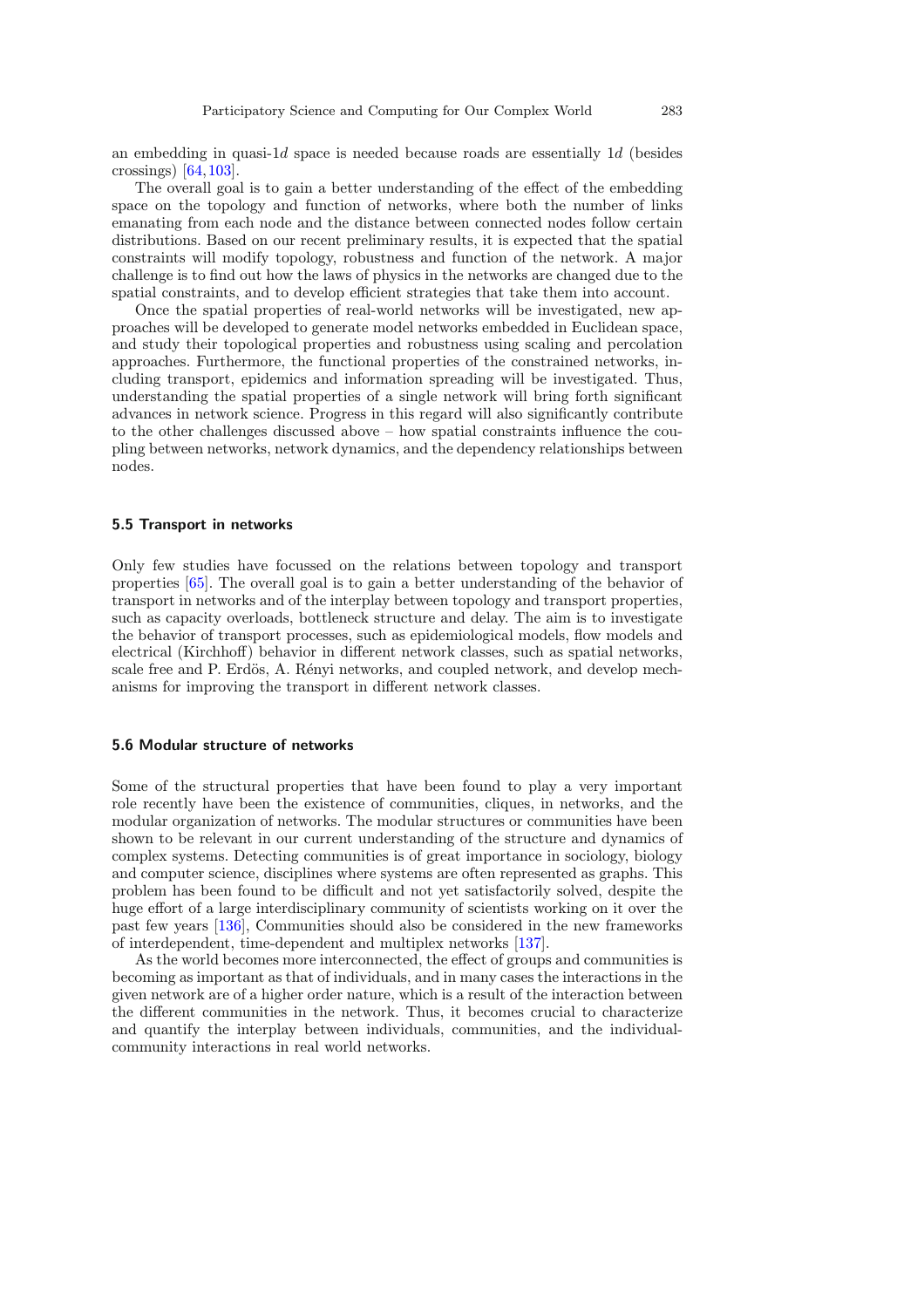an embedding in quasi-1$d$ space is needed because roads are essentially 1$d$ (besides crossings) [64,103].

The overall goal is to gain a better understanding of the effect of the embedding space on the topology and function of networks, where both the number of links emanating from each node and the distance between connected nodes follow certain distributions. Based on our recent preliminary results, it is expected that the spatial constraints will modify topology, robustness and function of the network. A major challenge is to find out how the laws of physics in the networks are changed due to the spatial constraints, and to develop efficient strategies that take them into account.

Once the spatial properties of real-world networks will be investigated, new approaches will be developed to generate model networks embedded in Euclidean space, and study their topological properties and robustness using scaling and percolation approaches. Furthermore, the functional properties of the constrained networks, including transport, epidemics and information spreading will be investigated. Thus, understanding the spatial properties of a single network will bring forth significant advances in network science. Progress in this regard will also significantly contribute to the other challenges discussed above – how spatial constraints influence the coupling between networks, network dynamics, and the dependency relationships between nodes.

### 5.5 Transport in networks

Only few studies have focussed on the relations between topology and transport properties [65]. The overall goal is to gain a better understanding of the behavior of transport in networks and of the interplay between topology and transport properties, such as capacity overloads, bottleneck structure and delay. The aim is to investigate the behavior of transport processes, such as epidemiological models, flow models and electrical (Kirchhoff) behavior in different network classes, such as spatial networks, scale free and P. Erdös, A. Rényi networks, and coupled network, and develop mechanisms for improving the transport in different network classes.

### 5.6 Modular structure of networks

Some of the structural properties that have been found to play a very important role recently have been the existence of communities, cliques, in networks, and the modular organization of networks. The modular structures or communities have been shown to be relevant in our current understanding of the structure and dynamics of complex systems. Detecting communities is of great importance in sociology, biology and computer science, disciplines where systems are often represented as graphs. This problem has been found to be difficult and not yet satisfactorily solved, despite the huge effort of a large interdisciplinary community of scientists working on it over the past few years [136], Communities should also be considered in the new frameworks of interdependent, time-dependent and multiplex networks [137].

As the world becomes more interconnected, the effect of groups and communities is becoming as important as that of individuals, and in many cases the interactions in the given network are of a higher order nature, which is a result of the interaction between the different communities in the network. Thus, it becomes crucial to characterize and quantify the interplay between individuals, communities, and the individual-community interactions in real world networks.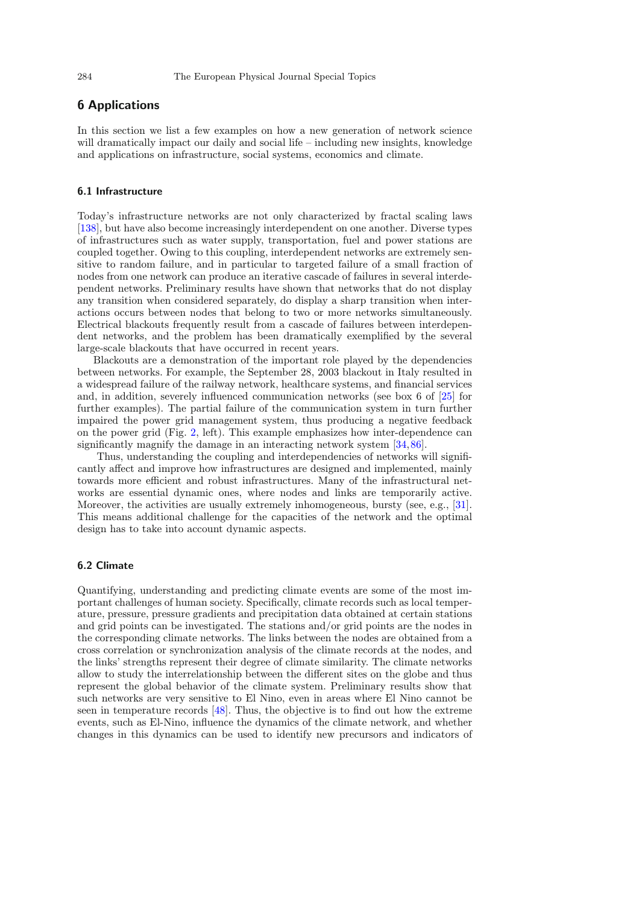## 6 Applications

In this section we list a few examples on how a new generation of network science will dramatically impact our daily and social life – including new insights, knowledge and applications on infrastructure, social systems, economics and climate.

### 6.1 Infrastructure

Today's infrastructure networks are not only characterized by fractal scaling laws [138], but have also become increasingly interdependent on one another. Diverse types of infrastructures such as water supply, transportation, fuel and power stations are coupled together. Owing to this coupling, interdependent networks are extremely sensitive to random failure, and in particular to targeted failure of a small fraction of nodes from one network can produce an iterative cascade of failures in several interdependent networks. Preliminary results have shown that networks that do not display any transition when considered separately, do display a sharp transition when interactions occurs between nodes that belong to two or more networks simultaneously. Electrical blackouts frequently result from a cascade of failures between interdependent networks, and the problem has been dramatically exemplified by the several large-scale blackouts that have occurred in recent years.

Blackouts are a demonstration of the important role played by the dependencies between networks. For example, the September 28, 2003 blackout in Italy resulted in a widespread failure of the railway network, healthcare systems, and financial services and, in addition, severely influenced communication networks (see box 6 of [25] for further examples). The partial failure of the communication system in turn further impaired the power grid management system, thus producing a negative feedback on the power grid (Fig. 2, left). This example emphasizes how inter-dependence can significantly magnify the damage in an interacting network system [34,86].

Thus, understanding the coupling and interdependencies of networks will significantly affect and improve how infrastructures are designed and implemented, mainly towards more efficient and robust infrastructures. Many of the infrastructural networks are essential dynamic ones, where nodes and links are temporarily active. Moreover, the activities are usually extremely inhomogeneous, bursty (see, e.g., [31]. This means additional challenge for the capacities of the network and the optimal design has to take into account dynamic aspects.

### 6.2 Climate

Quantifying, understanding and predicting climate events are some of the most important challenges of human society. Specifically, climate records such as local temperature, pressure, pressure gradients and precipitation data obtained at certain stations and grid points can be investigated. The stations and/or grid points are the nodes in the corresponding climate networks. The links between the nodes are obtained from a cross correlation or synchronization analysis of the climate records at the nodes, and the links' strengths represent their degree of climate similarity. The climate networks allow to study the interrelationship between the different sites on the globe and thus represent the global behavior of the climate system. Preliminary results show that such networks are very sensitive to El Nino, even in areas where El Nino cannot be seen in temperature records [48]. Thus, the objective is to find out how the extreme events, such as El-Nino, influence the dynamics of the climate network, and whether changes in this dynamics can be used to identify new precursors and indicators of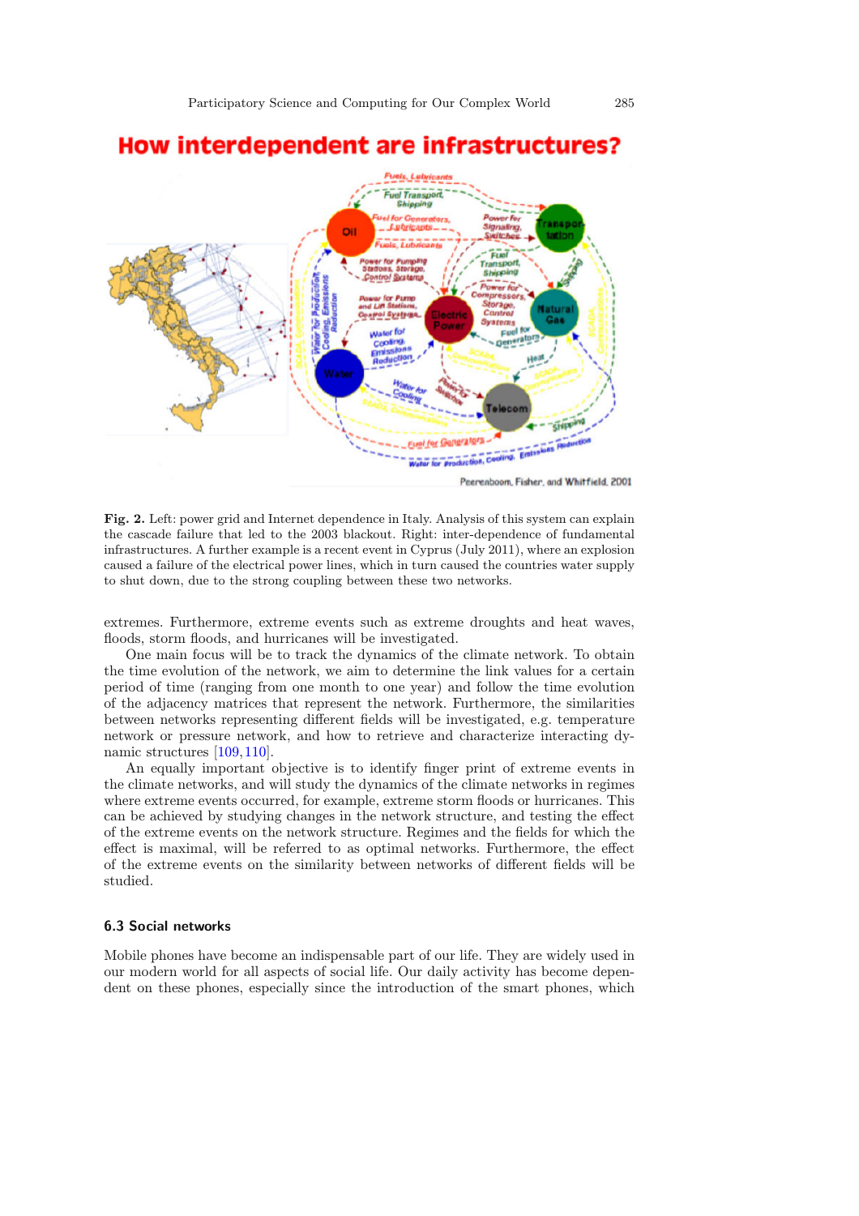**Fig. 2.** Left: power grid and Internet dependence in Italy. Analysis of this system can explain the cascade failure that led to the 2003 blackout. Right: inter-dependence of fundamental infrastructures. A further example is a recent event in Cyprus (July 2011), where an explosion caused a failure of the electrical power lines, which in turn caused the countries water supply to shut down, due to the strong coupling between these two networks.

extremes. Furthermore, extreme events such as extreme droughts and heat waves, floods, storm floods, and hurricanes will be investigated.

One main focus will be to track the dynamics of the climate network. To obtain the time evolution of the network, we aim to determine the link values for a certain period of time (ranging from one month to one year) and follow the time evolution of the adjacency matrices that represent the network. Furthermore, the similarities between networks representing different fields will be investigated, e.g. temperature network or pressure network, and how to retrieve and characterize interacting dynamic structures [109,110].

An equally important objective is to identify finger print of extreme events in the climate networks, and will study the dynamics of the climate networks in regimes where extreme events occurred, for example, extreme storm floods or hurricanes. This can be achieved by studying changes in the network structure, and testing the effect of the extreme events on the network structure. Regimes and the fields for which the effect is maximal, will be referred to as optimal networks. Furthermore, the effect of the extreme events on the similarity between networks of different fields will be studied.

### 6.3 Social networks

Mobile phones have become an indispensable part of our life. They are widely used in our modern world for all aspects of social life. Our daily activity has become dependent on these phones, especially since the introduction of the smart phones, which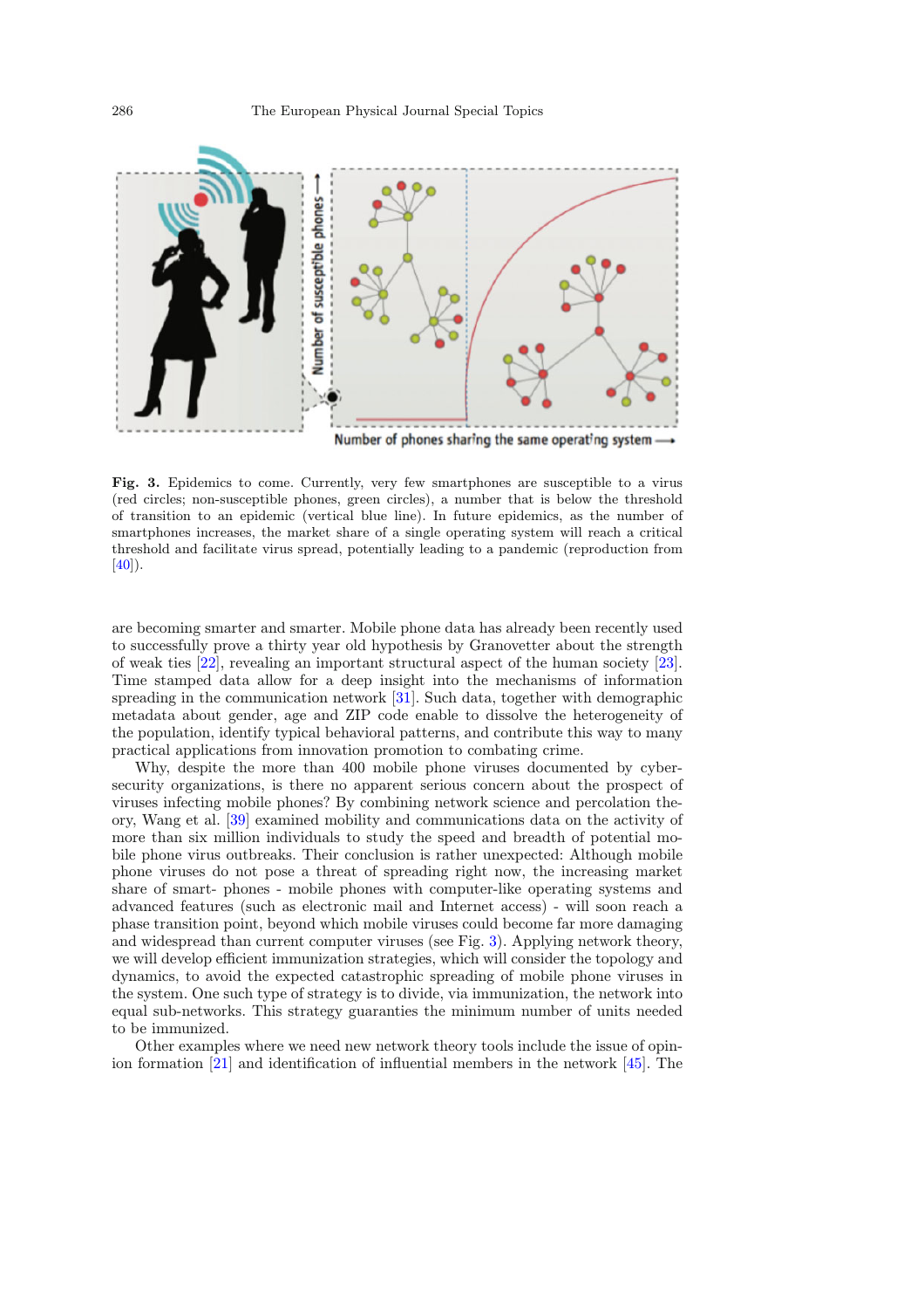**Fig. 3.** Epidemics to come. Currently, very few smartphones are susceptible to a virus (red circles; non-susceptible phones, green circles), a number that is below the threshold of transition to an epidemic (vertical blue line). In future epidemics, as the number of smartphones increases, the market share of a single operating system will reach a critical threshold and facilitate virus spread, potentially leading to a pandemic (reproduction from [40]).

are becoming smarter and smarter. Mobile phone data has already been recently used to successfully prove a thirty year old hypothesis by Granovetter about the strength of weak ties [22], revealing an important structural aspect of the human society [23]. Time stamped data allow for a deep insight into the mechanisms of information spreading in the communication network [31]. Such data, together with demographic metadata about gender, age and ZIP code enable to dissolve the heterogeneity of the population, identify typical behavioral patterns, and contribute this way to many practical applications from innovation promotion to combating crime.

Why, despite the more than 400 mobile phone viruses documented by cyber-security organizations, is there no apparent serious concern about the prospect of viruses infecting mobile phones? By combining network science and percolation theory, Wang et al. [39] examined mobility and communications data on the activity of more than six million individuals to study the speed and breadth of potential mobile phone virus outbreaks. Their conclusion is rather unexpected: Although mobile phone viruses do not pose a threat of spreading right now, the increasing market share of smart- phones - mobile phones with computer-like operating systems and advanced features (such as electronic mail and Internet access) - will soon reach a phase transition point, beyond which mobile viruses could become far more damaging and widespread than current computer viruses (see Fig. 3). Applying network theory, we will develop efficient immunization strategies, which will consider the topology and dynamics, to avoid the expected catastrophic spreading of mobile phone viruses in the system. One such type of strategy is to divide, via immunization, the network into equal sub-networks. This strategy guarantees the minimum number of units needed to be immunized.

Other examples where we need new network theory tools include the issue of opinion formation [21] and identification of influential members in the network [45]. The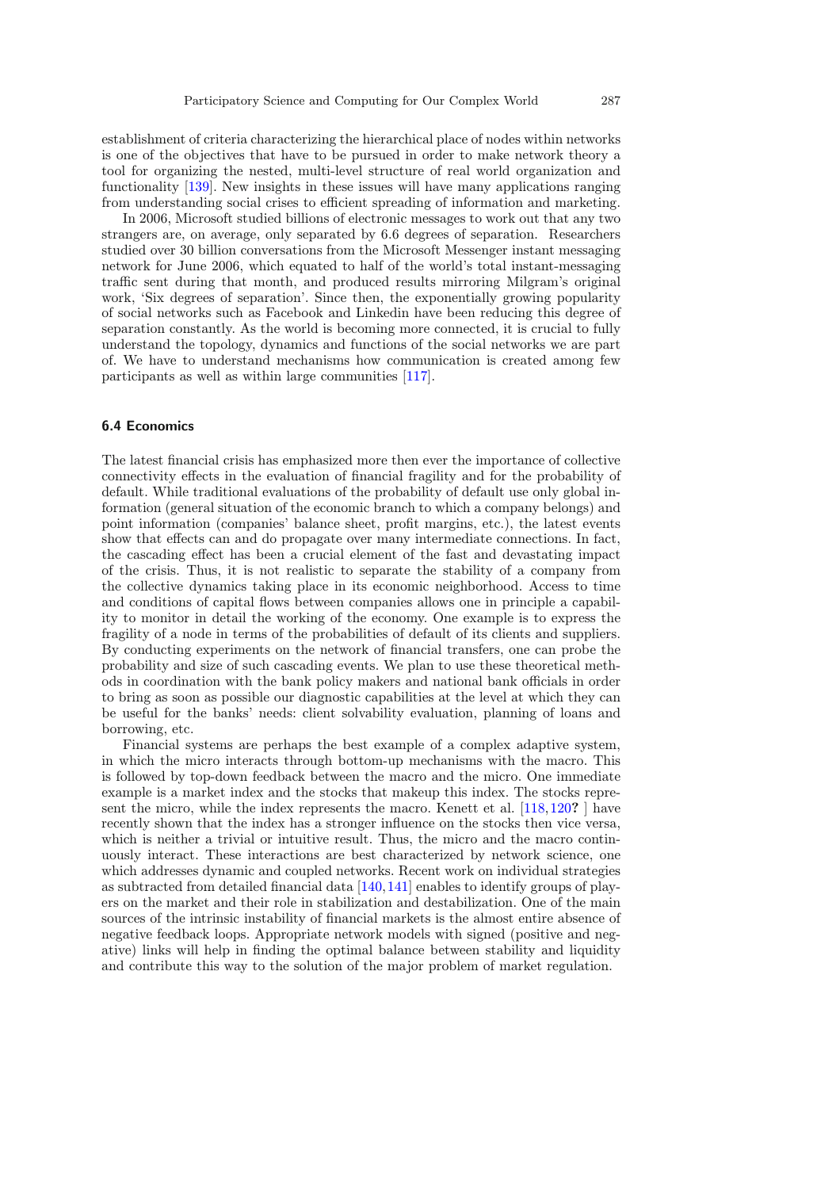establishment of criteria characterizing the hierarchical place of nodes within networks is one of the objectives that have to be pursued in order to make network theory a tool for organizing the nested, multi-level structure of real world organization and functionality [139]. New insights in these issues will have many applications ranging from understanding social crises to efficient spreading of information and marketing.

In 2006, Microsoft studied billions of electronic messages to work out that any two strangers are, on average, only separated by 6.6 degrees of separation. Researchers studied over 30 billion conversations from the Microsoft Messenger instant messaging network for June 2006, which equated to half of the world's total instant-messaging traffic sent during that month, and produced results mirroring Milgram's original work, 'Six degrees of separation'. Since then, the exponentially growing popularity of social networks such as Facebook and Linkedin have been reducing this degree of separation constantly. As the world is becoming more connected, it is crucial to fully understand the topology, dynamics and functions of the social networks we are part of. We have to understand mechanisms how communication is created among few participants as well as within large communities [117].

### 6.4 Economics

The latest financial crisis has emphasized more then ever the importance of collective connectivity effects in the evaluation of financial fragility and for the probability of default. While traditional evaluations of the probability of default use only global information (general situation of the economic branch to which a company belongs) and point information (companies' balance sheet, profit margins, etc.), the latest events show that effects can and do propagate over many intermediate connections. In fact, the cascading effect has been a crucial element of the fast and devastating impact of the crisis. Thus, it is not realistic to separate the stability of a company from the collective dynamics taking place in its economic neighborhood. Access to time and conditions of capital flows between companies allows one in principle a capability to monitor in detail the working of the economy. One example is to express the fragility of a node in terms of the probabilities of default of its clients and suppliers. By conducting experiments on the network of financial transfers, one can probe the probability and size of such cascading events. We plan to use these theoretical methods in coordination with the bank policy makers and national bank officials in order to bring as soon as possible our diagnostic capabilities at the level at which they can be useful for the banks' needs: client solvability evaluation, planning of loans and borrowing, etc.

Financial systems are perhaps the best example of a complex adaptive system, in which the micro interacts through bottom-up mechanisms with the macro. This is followed by top-down feedback between the macro and the micro. One immediate example is a market index and the stocks that makeup this index. The stocks represent the micro, while the index represents the macro. Kenett et al. [118,120**?** ] have recently shown that the index has a stronger influence on the stocks then vice versa, which is neither a trivial or intuitive result. Thus, the micro and the macro continuously interact. These interactions are best characterized by network science, one which addresses dynamic and coupled networks. Recent work on individual strategies as subtracted from detailed financial data [140,141] enables to identify groups of players on the market and their role in stabilization and destabilization. One of the main sources of the intrinsic instability of financial markets is the almost entire absence of negative feedback loops. Appropriate network models with signed (positive and negative) links will help in finding the optimal balance between stability and liquidity and contribute this way to the solution of the major problem of market regulation.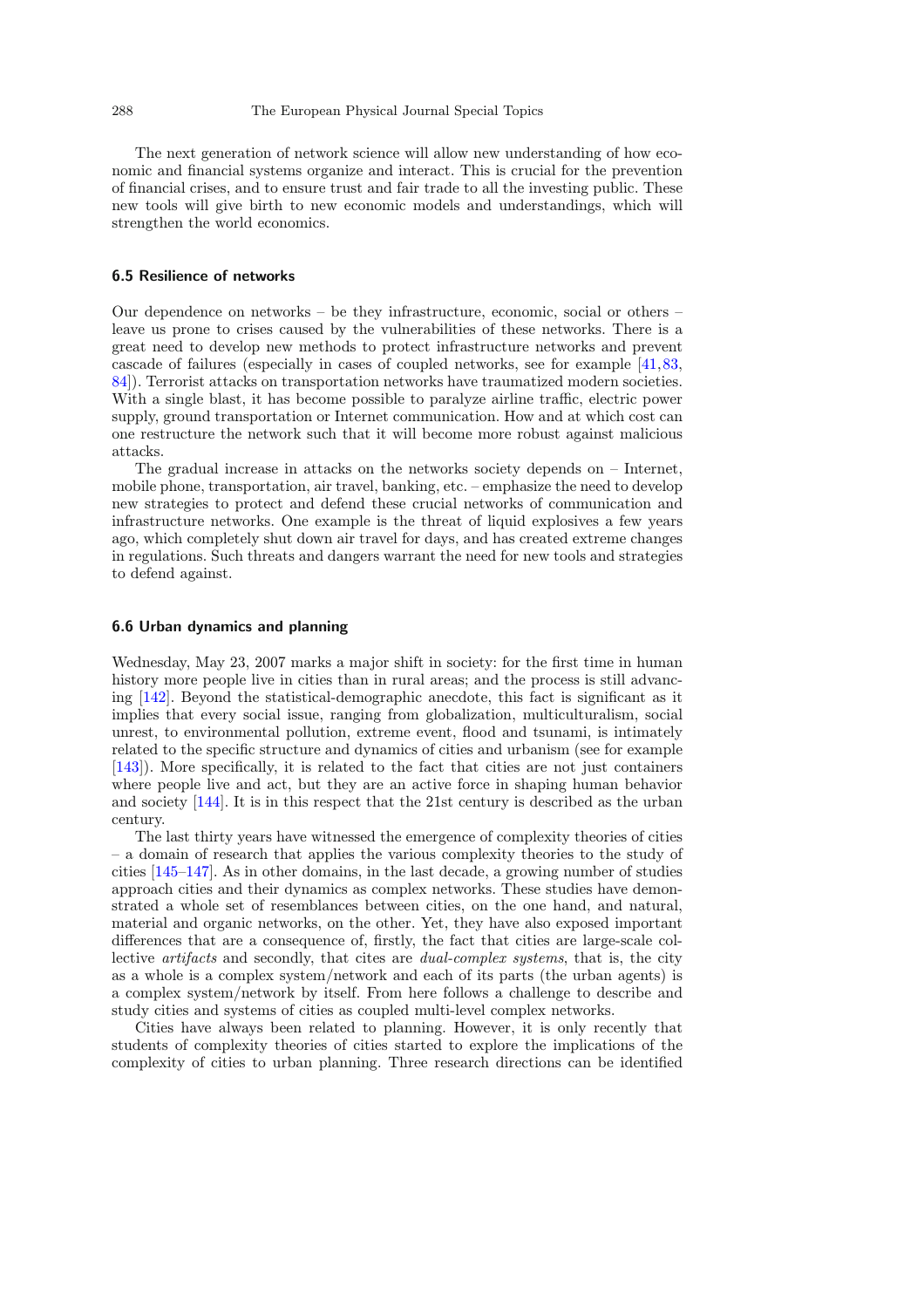The next generation of network science will allow new understanding of how economic and financial systems organize and interact. This is crucial for the prevention of financial crises, and to ensure trust and fair trade to all the investing public. These new tools will give birth to new economic models and understandings, which will strengthen the world economics.

### 6.5 Resilience of networks

Our dependence on networks – be they infrastructure, economic, social or others – leave us prone to crises caused by the vulnerabilities of these networks. There is a great need to develop new methods to protect infrastructure networks and prevent cascade of failures (especially in cases of coupled networks, see for example [41,83, 84]). Terrorist attacks on transportation networks have traumatized modern societies. With a single blast, it has become possible to paralyze airline traffic, electric power supply, ground transportation or Internet communication. How and at which cost can one restructure the network such that it will become more robust against malicious attacks.

The gradual increase in attacks on the networks society depends on – Internet, mobile phone, transportation, air travel, banking, etc. – emphasize the need to develop new strategies to protect and defend these crucial networks of communication and infrastructure networks. One example is the threat of liquid explosives a few years ago, which completely shut down air travel for days, and has created extreme changes in regulations. Such threats and dangers warrant the need for new tools and strategies to defend against.

### 6.6 Urban dynamics and planning

Wednesday, May 23, 2007 marks a major shift in society: for the first time in human history more people live in cities than in rural areas; and the process is still advancing [142]. Beyond the statistical-demographic anecdote, this fact is significant as it implies that every social issue, ranging from globalization, multiculturalism, social unrest, to environmental pollution, extreme event, flood and tsunami, is intimately related to the specific structure and dynamics of cities and urbanism (see for example [143]). More specifically, it is related to the fact that cities are not just containers where people live and act, but they are an active force in shaping human behavior and society [144]. It is in this respect that the 21st century is described as the urban century.

The last thirty years have witnessed the emergence of complexity theories of cities – a domain of research that applies the various complexity theories to the study of cities [145–147]. As in other domains, in the last decade, a growing number of studies approach cities and their dynamics as complex networks. These studies have demonstrated a whole set of resemblances between cities, on the one hand, and natural, material and organic networks, on the other. Yet, they have also exposed important differences that are a consequence of, firstly, the fact that cities are large-scale collective *artifacts* and secondly, that cites are *dual-complex systems*, that is, the city as a whole is a complex system/network and each of its parts (the urban agents) is a complex system/network by itself. From here follows a challenge to describe and study cities and systems of cities as coupled multi-level complex networks.

Cities have always been related to planning. However, it is only recently that students of complexity theories of cities started to explore the implications of the complexity of cities to urban planning. Three research directions can be identified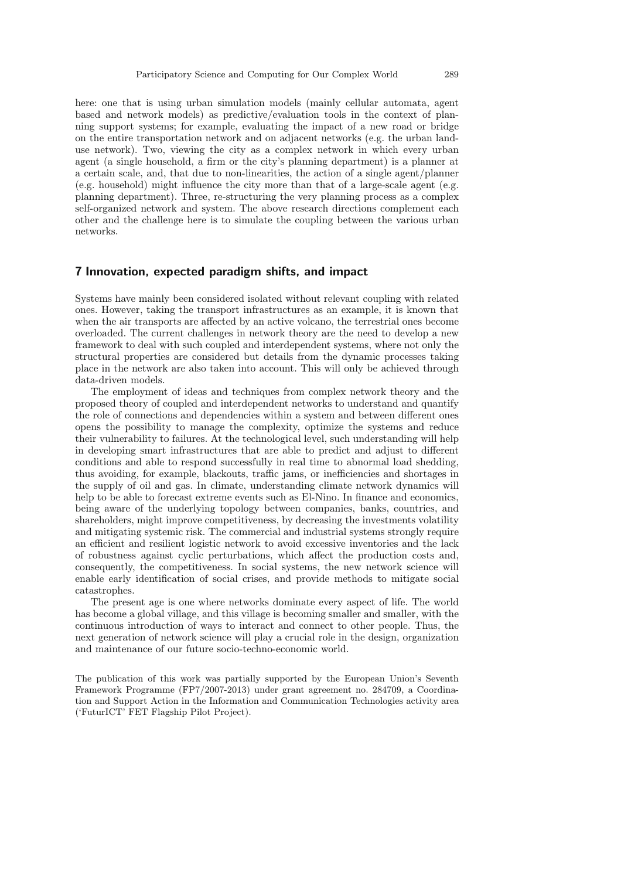here: one that is using urban simulation models (mainly cellular automata, agent based and network models) as predictive/evaluation tools in the context of planning support systems; for example, evaluating the impact of a new road or bridge on the entire transportation network and on adjacent networks (e.g. the urban land-use network). Two, viewing the city as a complex network in which every urban agent (a single household, a firm or the city's planning department) is a planner at a certain scale, and, that due to non-linearities, the action of a single agent/planner (e.g. household) might influence the city more than that of a large-scale agent (e.g. planning department). Three, re-structuring the very planning process as a complex self-organized network and system. The above research directions complement each other and the challenge here is to simulate the coupling between the various urban networks.

## 7 Innovation, expected paradigm shifts, and impact

Systems have mainly been considered isolated without relevant coupling with related ones. However, taking the transport infrastructures as an example, it is known that when the air transports are affected by an active volcano, the terrestrial ones become overloaded. The current challenges in network theory are the need to develop a new framework to deal with such coupled and interdependent systems, where not only the structural properties are considered but details from the dynamic processes taking place in the network are also taken into account. This will only be achieved through data-driven models.

The employment of ideas and techniques from complex network theory and the proposed theory of coupled and interdependent networks to understand and quantify the role of connections and dependencies within a system and between different ones opens the possibility to manage the complexity, optimize the systems and reduce their vulnerability to failures. At the technological level, such understanding will help in developing smart infrastructures that are able to predict and adjust to different conditions and able to respond successfully in real time to abnormal load shedding, thus avoiding, for example, blackouts, traffic jams, or inefficiencies and shortages in the supply of oil and gas. In climate, understanding climate network dynamics will help to be able to forecast extreme events such as El-Nino. In finance and economics, being aware of the underlying topology between companies, banks, countries, and shareholders, might improve competitiveness, by decreasing the investments volatility and mitigating systemic risk. The commercial and industrial systems strongly require an efficient and resilient logistic network to avoid excessive inventories and the lack of robustness against cyclic perturbations, which affect the production costs and, consequently, the competitiveness. In social systems, the new network science will enable early identification of social crises, and provide methods to mitigate social catastrophes.

The present age is one where networks dominate every aspect of life. The world has become a global village, and this village is becoming smaller and smaller, with the continuous introduction of ways to interact and connect to other people. Thus, the next generation of network science will play a crucial role in the design, organization and maintenance of our future socio-techno-economic world.

The publication of this work was partially supported by the European Union's Seventh Framework Programme (FP7/2007-2013) under grant agreement no. 284709, a Coordination and Support Action in the Information and Communication Technologies activity area ('FuturICT' FET Flagship Pilot Project).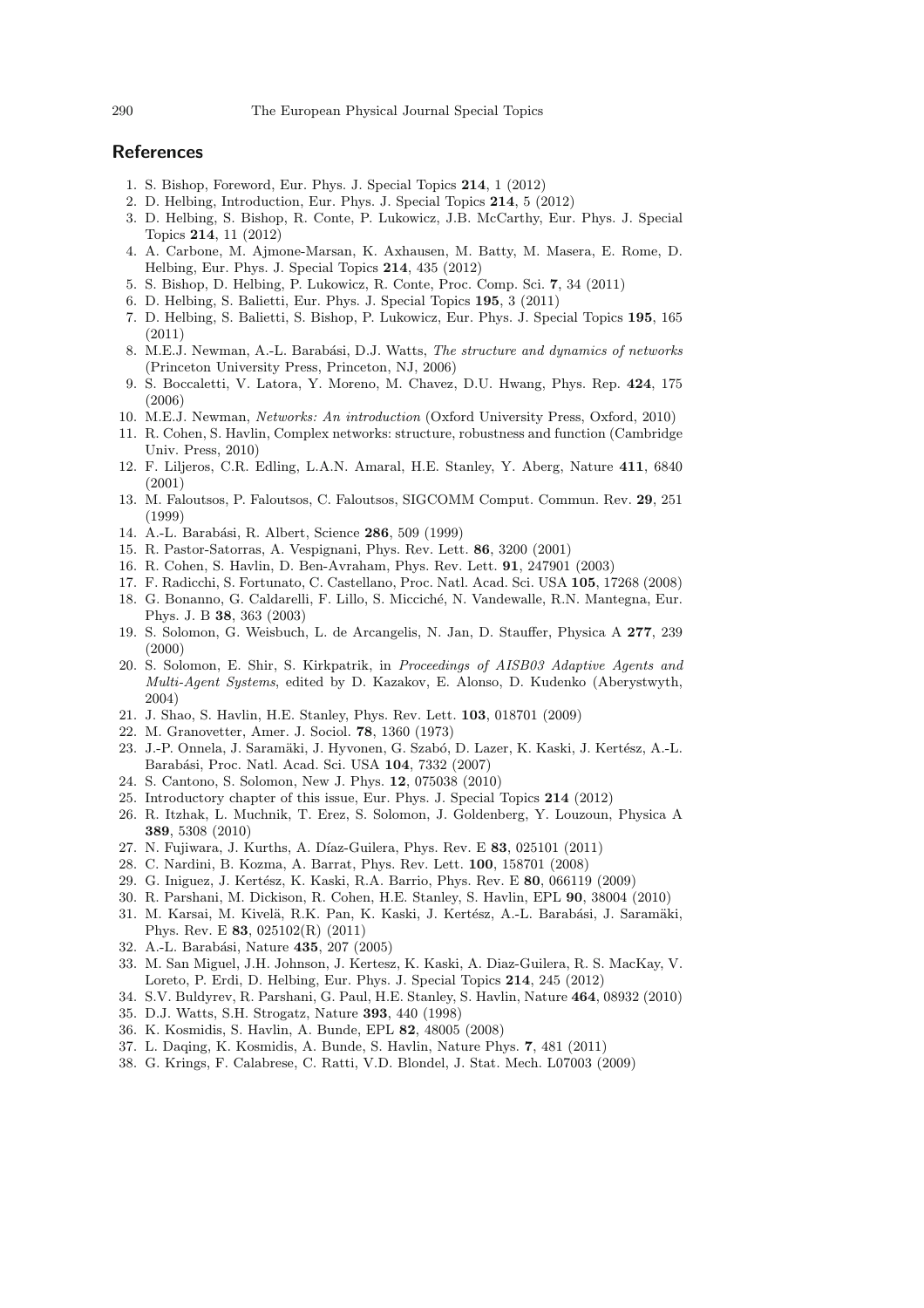## References

1. S. Bishop, Foreword, Eur. Phys. J. Special Topics **214**, 1 (2012)
2. D. Helbing, Introduction, Eur. Phys. J. Special Topics **214**, 5 (2012)
3. D. Helbing, S. Bishop, R. Conte, P. Lukowicz, J.B. McCarthy, Eur. Phys. J. Special Topics **214**, 11 (2012)
4. A. Carbone, M. Ajmone-Marsan, K. Axhausen, M. Batty, M. Masera, E. Rome, D. Helbing, Eur. Phys. J. Special Topics **214**, 435 (2012)
5. S. Bishop, D. Helbing, P. Lukowicz, R. Conte, Proc. Comp. Sci. **7**, 34 (2011)
6. D. Helbing, S. Balietti, Eur. Phys. J. Special Topics **195**, 3 (2011)
7. D. Helbing, S. Balietti, S. Bishop, P. Lukowicz, Eur. Phys. J. Special Topics **195**, 165 (2011)
8. M.E.J. Newman, A.-L. Barabási, D.J. Watts, *The structure and dynamics of networks* (Princeton University Press, Princeton, NJ, 2006)
9. S. Boccaletti, V. Latora, Y. Moreno, M. Chavez, D.U. Hwang, Phys. Rep. **424**, 175 (2006)
10. M.E.J. Newman, *Networks: An introduction* (Oxford University Press, Oxford, 2010)
11. R. Cohen, S. Havlin, Complex networks: structure, robustness and function (Cambridge Univ. Press, 2010)
12. F. Liljeros, C.R. Edling, L.A.N. Amaral, H.E. Stanley, Y. Aberg, Nature **411**, 6840 (2001)
13. M. Faloutsos, P. Faloutsos, C. Faloutsos, SIGCOMM Comput. Commun. Rev. **29**, 251 (1999)
14. A.-L. Barabási, R. Albert, Science **286**, 509 (1999)
15. R. Pastor-Satorras, A. Vespignani, Phys. Rev. Lett. **86**, 3200 (2001)
16. R. Cohen, S. Havlin, D. Ben-Avraham, Phys. Rev. Lett. **91**, 247901 (2003)
17. F. Radicchi, S. Fortunato, C. Castellano, Proc. Natl. Acad. Sci. USA **105**, 17268 (2008)
18. G. Bonanno, G. Caldarelli, F. Lillo, S. Micciché, N. Vandewalle, R.N. Mantegna, Eur. Phys. J. B **38**, 363 (2003)
19. S. Solomon, G. Weisbuch, L. de Arcangelis, N. Jan, D. Stauffer, Physica A **277**, 239 (2000)
20. S. Solomon, E. Shir, S. Kirkpatrik, in *Proceedings of AISB03 Adaptive Agents and Multi-Agent Systems*, edited by D. Kazakov, E. Alonso, D. Kudenko (Aberystwyth, 2004)
21. J. Shao, S. Havlin, H.E. Stanley, Phys. Rev. Lett. **103**, 018701 (2009)
22. M. Granovetter, Amer. J. Sociol. **78**, 1360 (1973)
23. J.-P. Onnela, J. Saramäki, J. Hyvonen, G. Szabó, D. Lazer, K. Kaski, J. Kertész, A.-L. Barabási, Proc. Natl. Acad. Sci. USA **104**, 7332 (2007)
24. S. Cantono, S. Solomon, New J. Phys. **12**, 075038 (2010)
25. Introductory chapter of this issue, Eur. Phys. J. Special Topics **214** (2012)
26. R. Itzhak, L. Muchnik, T. Erez, S. Solomon, J. Goldenberg, Y. Louzoun, Physica A **389**, 5308 (2010)
27. N. Fujiwara, J. Kurths, A. Díaz-Guilera, Phys. Rev. E **83**, 025101 (2011)
28. C. Nardini, B. Kozma, A. Barrat, Phys. Rev. Lett. **100**, 158701 (2008)
29. G. Iniguez, J. Kertész, K. Kaski, R.A. Barrio, Phys. Rev. E **80**, 066119 (2009)
30. R. Parshani, M. Dickison, R. Cohen, H.E. Stanley, S. Havlin, EPL **90**, 38004 (2010)
31. M. Karsai, M. Kivelä, R.K. Pan, K. Kaski, J. Kertész, A.-L. Barabási, J. Saramäki, Phys. Rev. E **83**, 025102(R) (2011)
32. A.-L. Barabási, Nature **435**, 207 (2005)
33. M. San Miguel, J.H. Johnson, J. Kertesz, K. Kaski, A. Diaz-Guilera, R. S. MacKay, V. Loreto, P. Erdi, D. Helbing, Eur. Phys. J. Special Topics **214**, 245 (2012)
34. S.V. Buldyrev, R. Parshani, G. Paul, H.E. Stanley, S. Havlin, Nature **464**, 08932 (2010)
35. D.J. Watts, S.H. Strogatz, Nature **393**, 440 (1998)
36. K. Kosmidis, S. Havlin, A. Bunde, EPL **82**, 48005 (2008)
37. L. Daqing, K. Kosmidis, A. Bunde, S. Havlin, Nature Phys. **7**, 481 (2011)
38. G. Krings, F. Calabrese, C. Ratti, V.D. Blondel, J. Stat. Mech. L07003 (2009)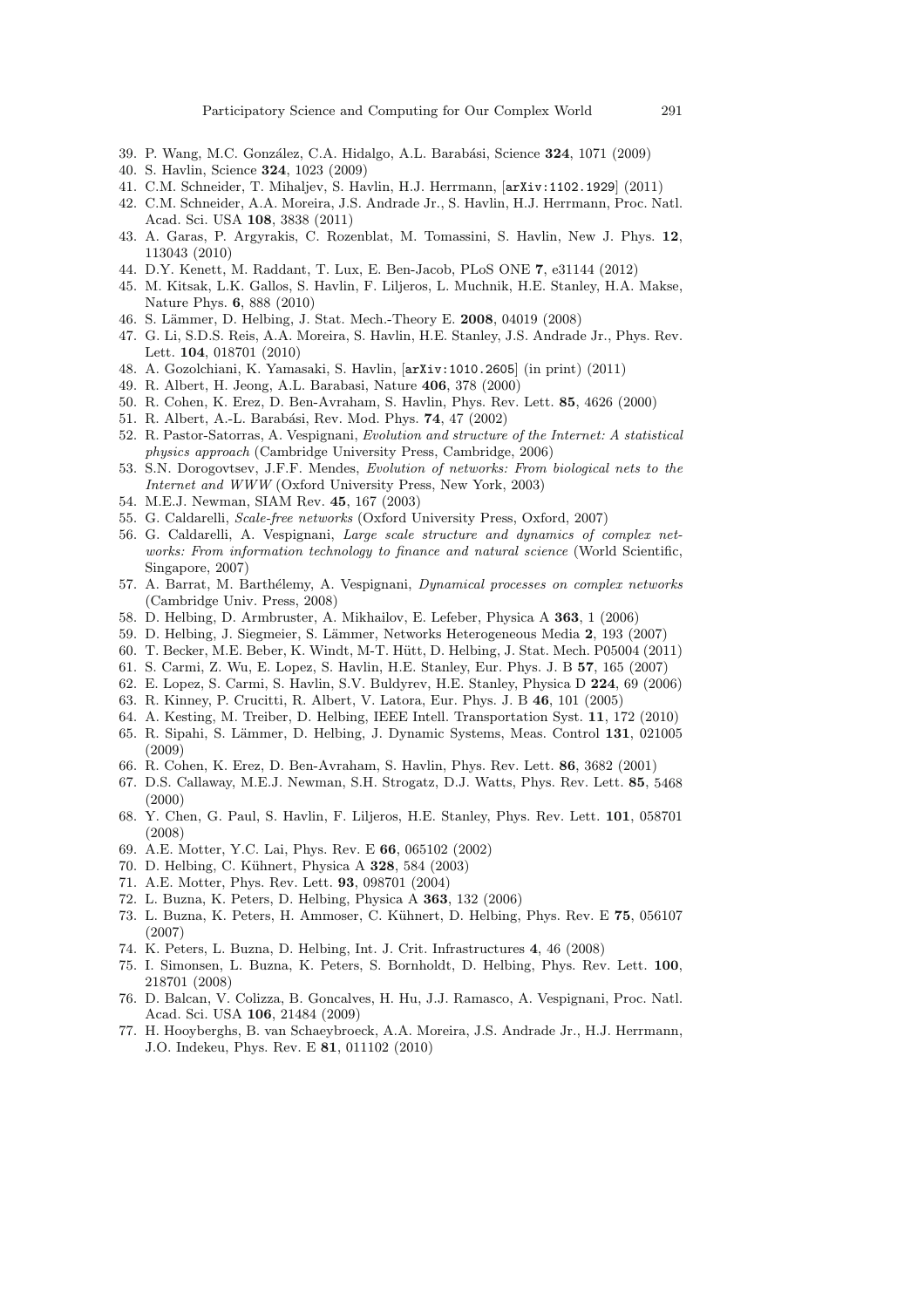39. P. Wang, M.C. González, C.A. Hidalgo, A.L. Barabási, Science **324**, 1071 (2009)
40. S. Havlin, Science **324**, 1023 (2009)
41. C.M. Schneider, T. Mihaljev, S. Havlin, H.J. Herrmann, [arXiv:1102.1929] (2011)
42. C.M. Schneider, A.A. Moreira, J.S. Andrade Jr., S. Havlin, H.J. Herrmann, Proc. Natl. Acad. Sci. USA **108**, 3838 (2011)
43. A. Garas, P. Argyrakis, C. Rozenblat, M. Tomassini, S. Havlin, New J. Phys. **12**, 113043 (2010)
44. D.Y. Kenett, M. Raddant, T. Lux, E. Ben-Jacob, PLoS ONE **7**, e31144 (2012)
45. M. Kitsak, L.K. Gallos, S. Havlin, F. Liljeros, L. Muchnik, H.E. Stanley, H.A. Makse, Nature Phys. **6**, 888 (2010)
46. S. Lämmer, D. Helbing, J. Stat. Mech.-Theory E. **2008**, 04019 (2008)
47. G. Li, S.D.S. Reis, A.A. Moreira, S. Havlin, H.E. Stanley, J.S. Andrade Jr., Phys. Rev. Lett. **104**, 018701 (2010)
48. A. Gozolchiani, K. Yamasaki, S. Havlin, [arXiv:1010.2605] (in print) (2011)
49. R. Albert, H. Jeong, A.L. Barabasi, Nature **406**, 378 (2000)
50. R. Cohen, K. Erez, D. Ben-Avraham, S. Havlin, Phys. Rev. Lett. **85**, 4626 (2000)
51. R. Albert, A.-L. Barabási, Rev. Mod. Phys. **74**, 47 (2002)
52. R. Pastor-Satorras, A. Vespignani, *Evolution and structure of the Internet: A statistical physics approach* (Cambridge University Press, Cambridge, 2006)
53. S.N. Dorogovtsev, J.F.F. Mendes, *Evolution of networks: From biological nets to the Internet and WWW* (Oxford University Press, New York, 2003)
54. M.E.J. Newman, SIAM Rev. **45**, 167 (2003)
55. G. Caldarelli, *Scale-free networks* (Oxford University Press, Oxford, 2007)
56. G. Caldarelli, A. Vespignani, *Large scale structure and dynamics of complex networks: From information technology to finance and natural science* (World Scientific, Singapore, 2007)
57. A. Barrat, M. Barthélemy, A. Vespignani, *Dynamical processes on complex networks* (Cambridge Univ. Press, 2008)
58. D. Helbing, D. Armbruster, A. Mikhailov, E. Lefeber, Physica A **363**, 1 (2006)
59. D. Helbing, J. Siegmeier, S. Lämmer, Networks Heterogeneous Media **2**, 193 (2007)
60. T. Becker, M.E. Beber, K. Windt, M-T. Hütt, D. Helbing, J. Stat. Mech. P05004 (2011)
61. S. Carmi, Z. Wu, E. Lopez, S. Havlin, H.E. Stanley, Eur. Phys. J. B **57**, 165 (2007)
62. E. Lopez, S. Carmi, S. Havlin, S.V. Buldyrev, H.E. Stanley, Physica D **224**, 69 (2006)
63. R. Kinney, P. Crucitti, R. Albert, V. Latora, Eur. Phys. J. B **46**, 101 (2005)
64. A. Kesting, M. Treiber, D. Helbing, IEEE Intell. Transportation Syst. **11**, 172 (2010)
65. R. Sipahi, S. Lämmer, D. Helbing, J. Dynamic Systems, Meas. Control **131**, 021005 (2009)
66. R. Cohen, K. Erez, D. Ben-Avraham, S. Havlin, Phys. Rev. Lett. **86**, 3682 (2001)
67. D.S. Callaway, M.E.J. Newman, S.H. Strogatz, D.J. Watts, Phys. Rev. Lett. **85**, 5468 (2000)
68. Y. Chen, G. Paul, S. Havlin, F. Liljeros, H.E. Stanley, Phys. Rev. Lett. **101**, 058701 (2008)
69. A.E. Motter, Y.C. Lai, Phys. Rev. E **66**, 065102 (2002)
70. D. Helbing, C. Kühnert, Physica A **328**, 584 (2003)
71. A.E. Motter, Phys. Rev. Lett. **93**, 098701 (2004)
72. L. Buzna, K. Peters, D. Helbing, Physica A **363**, 132 (2006)
73. L. Buzna, K. Peters, H. Ammoser, C. Kühnert, D. Helbing, Phys. Rev. E **75**, 056107 (2007)
74. K. Peters, L. Buzna, D. Helbing, Int. J. Crit. Infrastructures **4**, 46 (2008)
75. I. Simonsen, L. Buzna, K. Peters, S. Bornholdt, D. Helbing, Phys. Rev. Lett. **100**, 218701 (2008)
76. D. Balcan, V. Colizza, B. Goncalves, H. Hu, J.J. Ramasco, A. Vespignani, Proc. Natl. Acad. Sci. USA **106**, 21484 (2009)
77. H. Hooyberghs, B. van Schaeybroeck, A.A. Moreira, J.S. Andrade Jr., H.J. Herrmann, J.O. Indekeu, Phys. Rev. E **81**, 011102 (2010)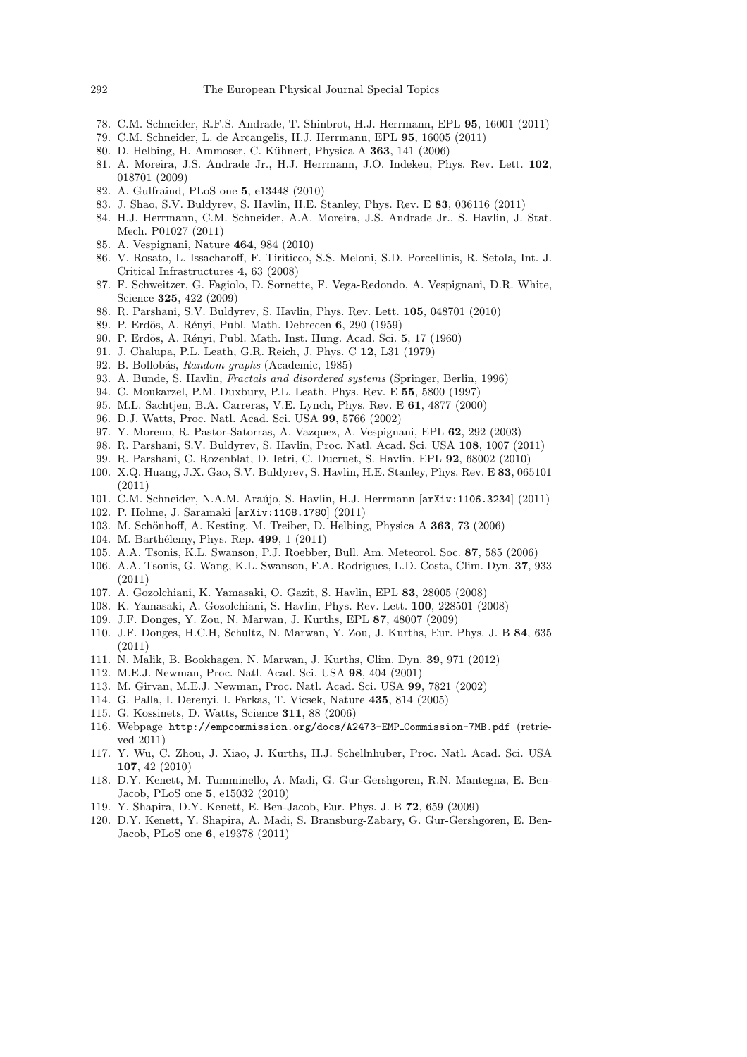78. C.M. Schneider, R.F.S. Andrade, T. Shinbrot, H.J. Herrmann, EPL **95**, 16001 (2011)
79. C.M. Schneider, L. de Arcangelis, H.J. Herrmann, EPL **95**, 16005 (2011)
80. D. Helbing, H. Ammoser, C. Kühnert, Physica A **363**, 141 (2006)
81. A. Moreira, J.S. Andrade Jr., H.J. Herrmann, J.O. Indekeu, Phys. Rev. Lett. **102**, 018701 (2009)
82. A. Gulfraind, PLoS one **5**, e13448 (2010)
83. J. Shao, S.V. Buldyrev, S. Havlin, H.E. Stanley, Phys. Rev. E **83**, 036116 (2011)
84. H.J. Herrmann, C.M. Schneider, A.A. Moreira, J.S. Andrade Jr., S. Havlin, J. Stat. Mech. P01027 (2011)
85. A. Vespignani, Nature **464**, 984 (2010)
86. V. Rosato, L. Issacharoff, F. Tiriticco, S.S. Meloni, S.D. Porcellinis, R. Setola, Int. J. Critical Infrastructures **4**, 63 (2008)
87. F. Schweitzer, G. Fagiolo, D. Sornette, F. Vega-Redondo, A. Vespignani, D.R. White, Science **325**, 422 (2009)
88. R. Parshani, S.V. Buldyrev, S. Havlin, Phys. Rev. Lett. **105**, 048701 (2010)
89. P. Erdös, A. Rényi, Publ. Math. Debrecen **6**, 290 (1959)
90. P. Erdös, A. Rényi, Publ. Math. Inst. Hung. Acad. Sci. **5**, 17 (1960)
91. J. Chalupa, P.L. Leath, G.R. Reich, J. Phys. C **12**, L31 (1979)
92. B. Bollobás, *Random graphs* (Academic, 1985)
93. A. Bunde, S. Havlin, *Fractals and disordered systems* (Springer, Berlin, 1996)
94. C. Moukarzel, P.M. Duxbury, P.L. Leath, Phys. Rev. E **55**, 5800 (1997)
95. M.L. Sachtjen, B.A. Carreras, V.E. Lynch, Phys. Rev. E **61**, 4877 (2000)
96. D.J. Watts, Proc. Natl. Acad. Sci. USA **99**, 5766 (2002)
97. Y. Moreno, R. Pastor-Satorras, A. Vazquez, A. Vespignani, EPL **62**, 292 (2003)
98. R. Parshani, S.V. Buldyrev, S. Havlin, Proc. Natl. Acad. Sci. USA **108**, 1007 (2011)
99. R. Parshani, C. Rozenblat, D. Ietri, C. Ducruet, S. Havlin, EPL **92**, 68002 (2010)
100. X.Q. Huang, J.X. Gao, S.V. Buldyrev, S. Havlin, H.E. Stanley, Phys. Rev. E **83**, 065101 (2011)
101. C.M. Schneider, N.A.M. Araújo, S. Havlin, H.J. Herrmann [arXiv:1106.3234] (2011)
102. P. Holme, J. Saramaki [arXiv:1108.1780] (2011)
103. M. Schönhoff, A. Kesting, M. Treiber, D. Helbing, Physica A **363**, 73 (2006)
104. M. Barthélemy, Phys. Rep. **499**, 1 (2011)
105. A.A. Tsonis, K.L. Swanson, P.J. Roebber, Bull. Am. Meteorol. Soc. **87**, 585 (2006)
106. A.A. Tsonis, G. Wang, K.L. Swanson, F.A. Rodrigues, L.D. Costa, Clim. Dyn. **37**, 933 (2011)
107. A. Gozolchiani, K. Yamasaki, O. Gazit, S. Havlin, EPL **83**, 28005 (2008)
108. K. Yamasaki, A. Gozolchiani, S. Havlin, Phys. Rev. Lett. **100**, 228501 (2008)
109. J.F. Donges, Y. Zou, N. Marwan, J. Kurths, EPL **87**, 48007 (2009)
110. J.F. Donges, H.C.H, Schultz, N. Marwan, Y. Zou, J. Kurths, Eur. Phys. J. B **84**, 635 (2011)
111. N. Malik, B. Bookhagen, N. Marwan, J. Kurths, Clim. Dyn. **39**, 971 (2012)
112. M.E.J. Newman, Proc. Natl. Acad. Sci. USA **98**, 404 (2001)
113. M. Girvan, M.E.J. Newman, Proc. Natl. Acad. Sci. USA **99**, 7821 (2002)
114. G. Palla, I. Derenyi, I. Farkas, T. Vicsek, Nature **435**, 814 (2005)
115. G. Kossinets, D. Watts, Science **311**, 88 (2006)
116. Webpage http://empcommission.org/docs/A2473-EMP_Commission-7MB.pdf (retrieved 2011)
117. Y. Wu, C. Zhou, J. Xiao, J. Kurths, H.J. Schellnhuber, Proc. Natl. Acad. Sci. USA **107**, 42 (2010)
118. D.Y. Kenett, M. Tumminello, A. Madi, G. Gur-Gershgoren, R.N. Mantegna, E. Ben-Jacob, PLoS one **5**, e15032 (2010)
119. Y. Shapira, D.Y. Kenett, E. Ben-Jacob, Eur. Phys. J. B **72**, 659 (2009)
120. D.Y. Kenett, Y. Shapira, A. Madi, S. Bransburg-Zabary, G. Gur-Gershgoren, E. Ben-Jacob, PLoS one **6**, e19378 (2011)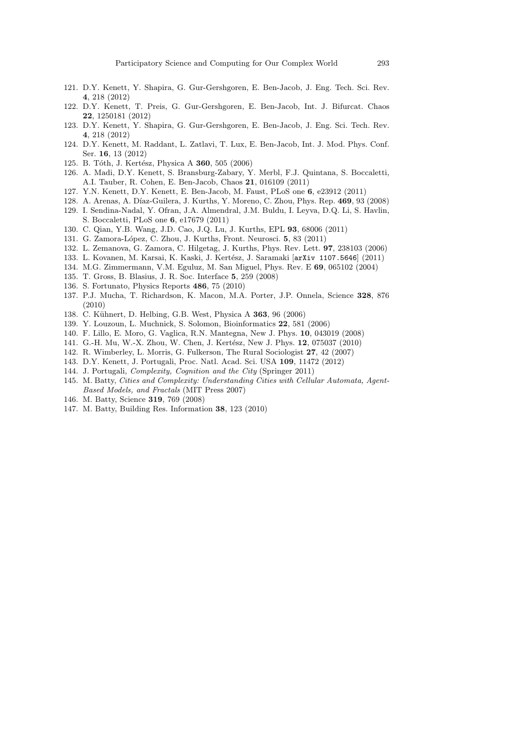121. D.Y. Kenett, Y. Shapira, G. Gur-Gershgoren, E. Ben-Jacob, J. Eng. Tech. Sci. Rev. **4**, 218 (2012)
122. D.Y. Kenett, T. Preis, G. Gur-Gershgoren, E. Ben-Jacob, Int. J. Bifurcat. Chaos **22**, 1250181 (2012)
123. D.Y. Kenett, Y. Shapira, G. Gur-Gershgoren, E. Ben-Jacob, J. Eng. Sci. Tech. Rev. **4**, 218 (2012)
124. D.Y. Kenett, M. Raddant, L. Zatlavi, T. Lux, E. Ben-Jacob, Int. J. Mod. Phys. Conf. Ser. **16**, 13 (2012)
125. B. Tóth, J. Kertész, Physica A **360**, 505 (2006)
126. A. Madi, D.Y. Kenett, S. Bransburg-Zabary, Y. Merbl, F.J. Quintana, S. Boccaletti, A.I. Tauber, R. Cohen, E. Ben-Jacob, Chaos **21**, 016109 (2011)
127. Y.N. Kenett, D.Y. Kenett, E. Ben-Jacob, M. Faust, PLoS one **6**, e23912 (2011)
128. A. Arenas, A. Díaz-Guilera, J. Kurths, Y. Moreno, C. Zhou, Phys. Rep. **469**, 93 (2008)
129. I. Sendina-Nadal, Y. Ofran, J.A. Almendral, J.M. Buldu, I. Leyva, D.Q. Li, S. Havlin, S. Boccaletti, PLoS one **6**, e17679 (2011)
130. C. Qian, Y.B. Wang, J.D. Cao, J.Q. Lu, J. Kurths, EPL **93**, 68006 (2011)
131. G. Zamora-López, C. Zhou, J. Kurths, Front. Neurosci. **5**, 83 (2011)
132. L. Zemanova, G. Zamora, C. Hilgetag, J. Kurths, Phys. Rev. Lett. **97**, 238103 (2006)
133. L. Kovanen, M. Karsai, K. Kaski, J. Kertész, J. Saramaki [`arXiv 1107.5646`] (2011)
134. M.G. Zimmermann, V.M. Eguluz, M. San Miguel, Phys. Rev. E **69**, 065102 (2004)
135. T. Gross, B. Blasius, J. R. Soc. Interface **5**, 259 (2008)
136. S. Fortunato, Physics Reports **486**, 75 (2010)
137. P.J. Mucha, T. Richardson, K. Macon, M.A. Porter, J.P. Onnela, Science **328**, 876 (2010)
138. C. Kühnert, D. Helbing, G.B. West, Physica A **363**, 96 (2006)
139. Y. Louzoun, L. Muchnick, S. Solomon, Bioinformatics **22**, 581 (2006)
140. F. Lillo, E. Moro, G. Vaglica, R.N. Mantegna, New J. Phys. **10**, 043019 (2008)
141. G.-H. Mu, W.-X. Zhou, W. Chen, J. Kertész, New J. Phys. **12**, 075037 (2010)
142. R. Wimberley, L. Morris, G. Fulkerson, The Rural Sociologist **27**, 42 (2007)
143. D.Y. Kenett, J. Portugali, Proc. Natl. Acad. Sci. USA **109**, 11472 (2012)
144. J. Portugali, *Complexity, Cognition and the City* (Springer 2011)
145. M. Batty, *Cities and Complexity: Understanding Cities with Cellular Automata, Agent-Based Models, and Fractals* (MIT Press 2007)
146. M. Batty, Science **319**, 769 (2008)
147. M. Batty, Building Res. Information **38**, 123 (2010)